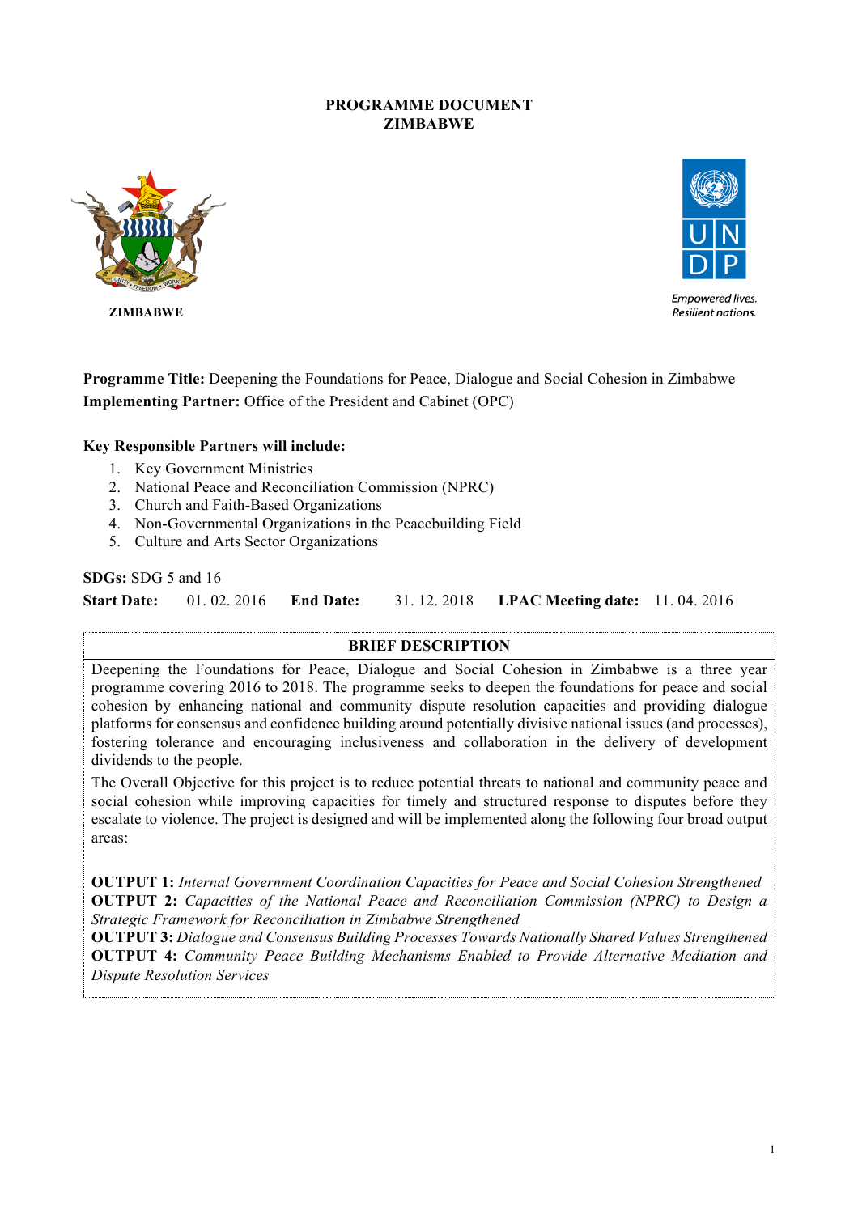# PROGRAMME DOCUMENT
# ZIMBABWE

ZIMBABWE

Empowered lives.
Resilient nations.

**Programme Title:** Deepening the Foundations for Peace, Dialogue and Social Cohesion in Zimbabwe
**Implementing Partner:** Office of the President and Cabinet (OPC)

**Key Responsible Partners will include:**

1. Key Government Ministries
2. National Peace and Reconciliation Commission (NPRC)
3. Church and Faith-Based Organizations
4. Non-Governmental Organizations in the Peacebuilding Field
5. Culture and Arts Sector Organizations

**SDGs:** SDG 5 and 16

**Start Date:** 01. 02. 2016 **End Date:** 31. 12. 2018 **LPAC Meeting date:** 11. 04. 2016

## BRIEF DESCRIPTION

Deepening the Foundations for Peace, Dialogue and Social Cohesion in Zimbabwe is a three year programme covering 2016 to 2018. The programme seeks to deepen the foundations for peace and social cohesion by enhancing national and community dispute resolution capacities and providing dialogue platforms for consensus and confidence building around potentially divisive national issues (and processes), fostering tolerance and encouraging inclusiveness and collaboration in the delivery of development dividends to the people.

The Overall Objective for this project is to reduce potential threats to national and community peace and social cohesion while improving capacities for timely and structured response to disputes before they escalate to violence. The project is designed and will be implemented along the following four broad output areas:

**OUTPUT 1:** *Internal Government Coordination Capacities for Peace and Social Cohesion Strengthened*
**OUTPUT 2:** *Capacities of the National Peace and Reconciliation Commission (NPRC) to Design a Strategic Framework for Reconciliation in Zimbabwe Strengthened*
**OUTPUT 3:** *Dialogue and Consensus Building Processes Towards Nationally Shared Values Strengthened*
**OUTPUT 4:** *Community Peace Building Mechanisms Enabled to Provide Alternative Mediation and Dispute Resolution Services*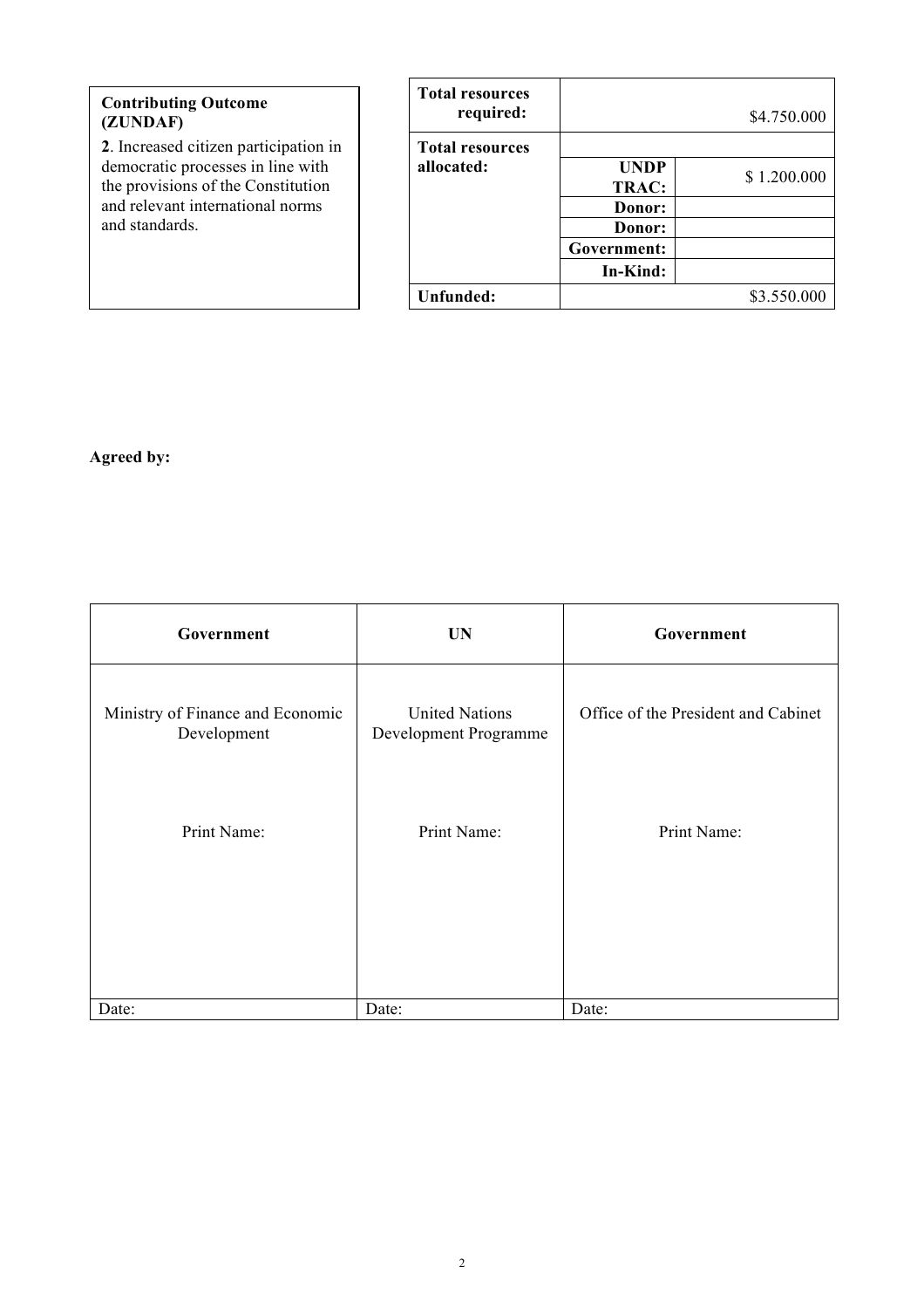| **Contributing Outcome (ZUNDAF)** |
|---|
| **2**. Increased citizen participation in democratic processes in line with the provisions of the Constitution and relevant international norms and standards. |

| **Total resources required:** | | $4.750.000 |
|---|---|---|
| **Total resources allocated:** | | |
| | **UNDP TRAC:** | $ 1.200.000 |
| | **Donor:** | |
| | **Donor:** | |
| | **Government:** | |
| | **In-Kind:** | |
| **Unfunded:** | | $3.550.000 |

**Agreed by:**

| **Government** | **UN** | **Government** |
|---|---|---|
| Ministry of Finance and Economic Development | United Nations Development Programme | Office of the President and Cabinet |
| Print Name: | Print Name: | Print Name: |
| Date: | Date: | Date: |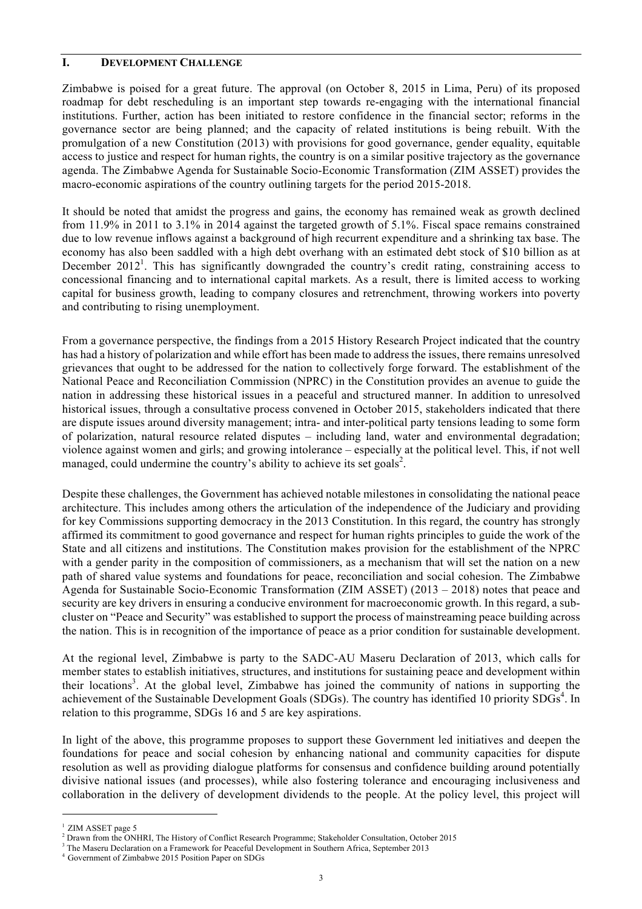## I. DEVELOPMENT CHALLENGE

Zimbabwe is poised for a great future. The approval (on October 8, 2015 in Lima, Peru) of its proposed roadmap for debt rescheduling is an important step towards re-engaging with the international financial institutions. Further, action has been initiated to restore confidence in the financial sector; reforms in the governance sector are being planned; and the capacity of related institutions is being rebuilt. With the promulgation of a new Constitution (2013) with provisions for good governance, gender equality, equitable access to justice and respect for human rights, the country is on a similar positive trajectory as the governance agenda. The Zimbabwe Agenda for Sustainable Socio-Economic Transformation (ZIM ASSET) provides the macro-economic aspirations of the country outlining targets for the period 2015-2018.

It should be noted that amidst the progress and gains, the economy has remained weak as growth declined from 11.9% in 2011 to 3.1% in 2014 against the targeted growth of 5.1%. Fiscal space remains constrained due to low revenue inflows against a background of high recurrent expenditure and a shrinking tax base. The economy has also been saddled with a high debt overhang with an estimated debt stock of $10 billion as at December 2012[1]. This has significantly downgraded the country's credit rating, constraining access to concessional financing and to international capital markets. As a result, there is limited access to working capital for business growth, leading to company closures and retrenchment, throwing workers into poverty and contributing to rising unemployment.

From a governance perspective, the findings from a 2015 History Research Project indicated that the country has had a history of polarization and while effort has been made to address the issues, there remains unresolved grievances that ought to be addressed for the nation to collectively forge forward. The establishment of the National Peace and Reconciliation Commission (NPRC) in the Constitution provides an avenue to guide the nation in addressing these historical issues in a peaceful and structured manner. In addition to unresolved historical issues, through a consultative process convened in October 2015, stakeholders indicated that there are dispute issues around diversity management; intra- and inter-political party tensions leading to some form of polarization, natural resource related disputes – including land, water and environmental degradation; violence against women and girls; and growing intolerance – especially at the political level. This, if not well managed, could undermine the country's ability to achieve its set goals[2].

Despite these challenges, the Government has achieved notable milestones in consolidating the national peace architecture. This includes among others the articulation of the independence of the Judiciary and providing for key Commissions supporting democracy in the 2013 Constitution. In this regard, the country has strongly affirmed its commitment to good governance and respect for human rights principles to guide the work of the State and all citizens and institutions. The Constitution makes provision for the establishment of the NPRC with a gender parity in the composition of commissioners, as a mechanism that will set the nation on a new path of shared value systems and foundations for peace, reconciliation and social cohesion. The Zimbabwe Agenda for Sustainable Socio-Economic Transformation (ZIM ASSET) (2013 – 2018) notes that peace and security are key drivers in ensuring a conducive environment for macroeconomic growth. In this regard, a sub-cluster on "Peace and Security" was established to support the process of mainstreaming peace building across the nation. This is in recognition of the importance of peace as a prior condition for sustainable development.

At the regional level, Zimbabwe is party to the SADC-AU Maseru Declaration of 2013, which calls for member states to establish initiatives, structures, and institutions for sustaining peace and development within their locations[3]. At the global level, Zimbabwe has joined the community of nations in supporting the achievement of the Sustainable Development Goals (SDGs). The country has identified 10 priority SDGs[4]. In relation to this programme, SDGs 16 and 5 are key aspirations.

In light of the above, this programme proposes to support these Government led initiatives and deepen the foundations for peace and social cohesion by enhancing national and community capacities for dispute resolution as well as providing dialogue platforms for consensus and confidence building around potentially divisive national issues (and processes), while also fostering tolerance and encouraging inclusiveness and collaboration in the delivery of development dividends to the people. At the policy level, this project will

---

[1] ZIM ASSET page 5
[2] Drawn from the ONHRI, The History of Conflict Research Programme; Stakeholder Consultation, October 2015
[3] The Maseru Declaration on a Framework for Peaceful Development in Southern Africa, September 2013
[4] Government of Zimbabwe 2015 Position Paper on SDGs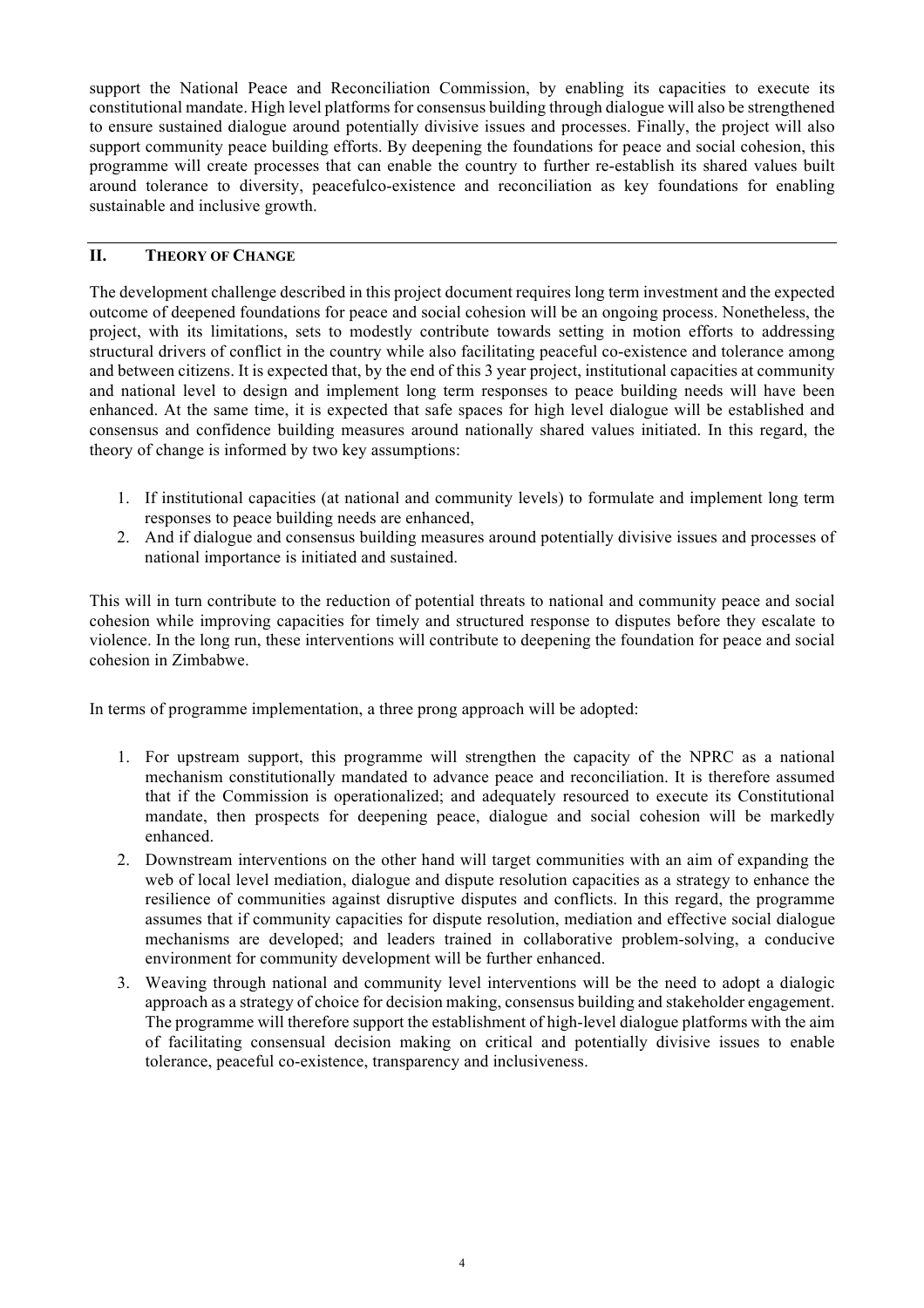support the National Peace and Reconciliation Commission, by enabling its capacities to execute its constitutional mandate. High level platforms for consensus building through dialogue will also be strengthened to ensure sustained dialogue around potentially divisive issues and processes. Finally, the project will also support community peace building efforts. By deepening the foundations for peace and social cohesion, this programme will create processes that can enable the country to further re-establish its shared values built around tolerance to diversity, peacefulco-existence and reconciliation as key foundations for enabling sustainable and inclusive growth.

## II. THEORY OF CHANGE

The development challenge described in this project document requires long term investment and the expected outcome of deepened foundations for peace and social cohesion will be an ongoing process. Nonetheless, the project, with its limitations, sets to modestly contribute towards setting in motion efforts to addressing structural drivers of conflict in the country while also facilitating peaceful co-existence and tolerance among and between citizens. It is expected that, by the end of this 3 year project, institutional capacities at community and national level to design and implement long term responses to peace building needs will have been enhanced. At the same time, it is expected that safe spaces for high level dialogue will be established and consensus and confidence building measures around nationally shared values initiated. In this regard, the theory of change is informed by two key assumptions:

1. If institutional capacities (at national and community levels) to formulate and implement long term responses to peace building needs are enhanced,
2. And if dialogue and consensus building measures around potentially divisive issues and processes of national importance is initiated and sustained.

This will in turn contribute to the reduction of potential threats to national and community peace and social cohesion while improving capacities for timely and structured response to disputes before they escalate to violence. In the long run, these interventions will contribute to deepening the foundation for peace and social cohesion in Zimbabwe.

In terms of programme implementation, a three prong approach will be adopted:

1. For upstream support, this programme will strengthen the capacity of the NPRC as a national mechanism constitutionally mandated to advance peace and reconciliation. It is therefore assumed that if the Commission is operationalized; and adequately resourced to execute its Constitutional mandate, then prospects for deepening peace, dialogue and social cohesion will be markedly enhanced.
2. Downstream interventions on the other hand will target communities with an aim of expanding the web of local level mediation, dialogue and dispute resolution capacities as a strategy to enhance the resilience of communities against disruptive disputes and conflicts. In this regard, the programme assumes that if community capacities for dispute resolution, mediation and effective social dialogue mechanisms are developed; and leaders trained in collaborative problem-solving, a conducive environment for community development will be further enhanced.
3. Weaving through national and community level interventions will be the need to adopt a dialogic approach as a strategy of choice for decision making, consensus building and stakeholder engagement. The programme will therefore support the establishment of high-level dialogue platforms with the aim of facilitating consensual decision making on critical and potentially divisive issues to enable tolerance, peaceful co-existence, transparency and inclusiveness.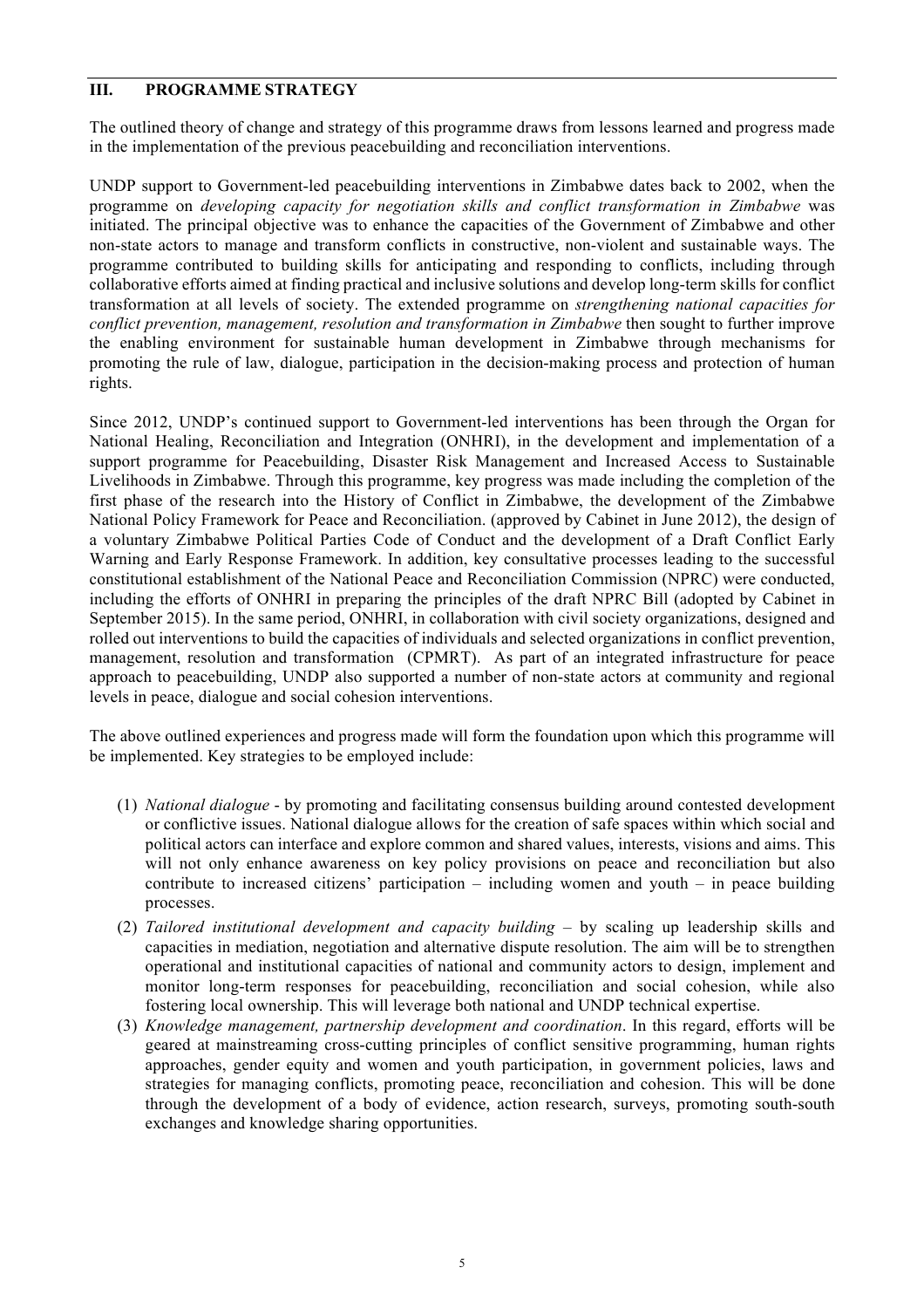## III. PROGRAMME STRATEGY

The outlined theory of change and strategy of this programme draws from lessons learned and progress made in the implementation of the previous peacebuilding and reconciliation interventions.

UNDP support to Government-led peacebuilding interventions in Zimbabwe dates back to 2002, when the programme on *developing capacity for negotiation skills and conflict transformation in Zimbabwe* was initiated. The principal objective was to enhance the capacities of the Government of Zimbabwe and other non-state actors to manage and transform conflicts in constructive, non-violent and sustainable ways. The programme contributed to building skills for anticipating and responding to conflicts, including through collaborative efforts aimed at finding practical and inclusive solutions and develop long-term skills for conflict transformation at all levels of society. The extended programme on *strengthening national capacities for conflict prevention, management, resolution and transformation in Zimbabwe* then sought to further improve the enabling environment for sustainable human development in Zimbabwe through mechanisms for promoting the rule of law, dialogue, participation in the decision-making process and protection of human rights.

Since 2012, UNDP's continued support to Government-led interventions has been through the Organ for National Healing, Reconciliation and Integration (ONHRI), in the development and implementation of a support programme for Peacebuilding, Disaster Risk Management and Increased Access to Sustainable Livelihoods in Zimbabwe. Through this programme, key progress was made including the completion of the first phase of the research into the History of Conflict in Zimbabwe, the development of the Zimbabwe National Policy Framework for Peace and Reconciliation. (approved by Cabinet in June 2012), the design of a voluntary Zimbabwe Political Parties Code of Conduct and the development of a Draft Conflict Early Warning and Early Response Framework. In addition, key consultative processes leading to the successful constitutional establishment of the National Peace and Reconciliation Commission (NPRC) were conducted, including the efforts of ONHRI in preparing the principles of the draft NPRC Bill (adopted by Cabinet in September 2015). In the same period, ONHRI, in collaboration with civil society organizations, designed and rolled out interventions to build the capacities of individuals and selected organizations in conflict prevention, management, resolution and transformation (CPMRT). As part of an integrated infrastructure for peace approach to peacebuilding, UNDP also supported a number of non-state actors at community and regional levels in peace, dialogue and social cohesion interventions.

The above outlined experiences and progress made will form the foundation upon which this programme will be implemented. Key strategies to be employed include:

(1) *National dialogue* - by promoting and facilitating consensus building around contested development or conflictive issues. National dialogue allows for the creation of safe spaces within which social and political actors can interface and explore common and shared values, interests, visions and aims. This will not only enhance awareness on key policy provisions on peace and reconciliation but also contribute to increased citizens' participation – including women and youth – in peace building processes.

(2) *Tailored institutional development and capacity building* – by scaling up leadership skills and capacities in mediation, negotiation and alternative dispute resolution. The aim will be to strengthen operational and institutional capacities of national and community actors to design, implement and monitor long-term responses for peacebuilding, reconciliation and social cohesion, while also fostering local ownership. This will leverage both national and UNDP technical expertise.

(3) *Knowledge management, partnership development and coordination*. In this regard, efforts will be geared at mainstreaming cross-cutting principles of conflict sensitive programming, human rights approaches, gender equity and women and youth participation, in government policies, laws and strategies for managing conflicts, promoting peace, reconciliation and cohesion. This will be done through the development of a body of evidence, action research, surveys, promoting south-south exchanges and knowledge sharing opportunities.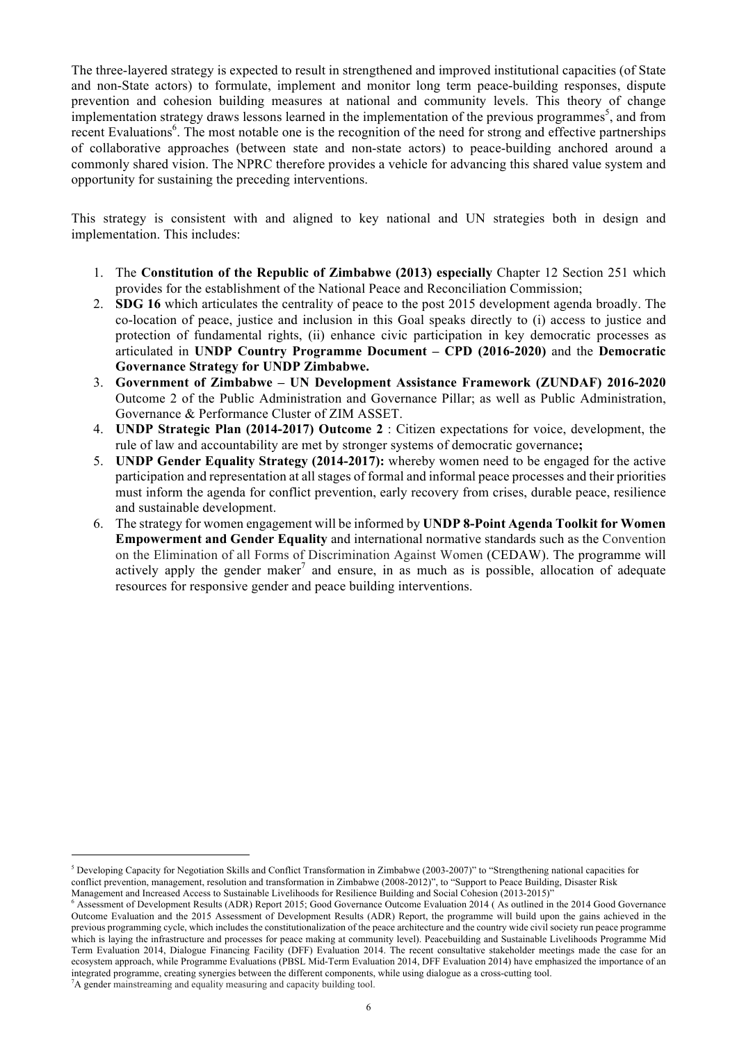The three-layered strategy is expected to result in strengthened and improved institutional capacities (of State and non-State actors) to formulate, implement and monitor long term peace-building responses, dispute prevention and cohesion building measures at national and community levels. This theory of change implementation strategy draws lessons learned in the implementation of the previous programmes[5], and from recent Evaluations[6]. The most notable one is the recognition of the need for strong and effective partnerships of collaborative approaches (between state and non-state actors) to peace-building anchored around a commonly shared vision. The NPRC therefore provides a vehicle for advancing this shared value system and opportunity for sustaining the preceding interventions.

This strategy is consistent with and aligned to key national and UN strategies both in design and implementation. This includes:

1. The **Constitution of the Republic of Zimbabwe (2013) especially** Chapter 12 Section 251 which provides for the establishment of the National Peace and Reconciliation Commission;
2. **SDG 16** which articulates the centrality of peace to the post 2015 development agenda broadly. The co-location of peace, justice and inclusion in this Goal speaks directly to (i) access to justice and protection of fundamental rights, (ii) enhance civic participation in key democratic processes as articulated in **UNDP Country Programme Document – CPD (2016-2020)** and the **Democratic Governance Strategy for UNDP Zimbabwe.**
3. **Government of Zimbabwe – UN Development Assistance Framework (ZUNDAF) 2016-2020** Outcome 2 of the Public Administration and Governance Pillar; as well as Public Administration, Governance & Performance Cluster of ZIM ASSET.
4. **UNDP Strategic Plan (2014-2017) Outcome 2** : Citizen expectations for voice, development, the rule of law and accountability are met by stronger systems of democratic governance**;**
5. **UNDP Gender Equality Strategy (2014-2017):** whereby women need to be engaged for the active participation and representation at all stages of formal and informal peace processes and their priorities must inform the agenda for conflict prevention, early recovery from crises, durable peace, resilience and sustainable development.
6. The strategy for women engagement will be informed by **UNDP 8-Point Agenda Toolkit for Women Empowerment and Gender Equality** and international normative standards such as the Convention on the Elimination of all Forms of Discrimination Against Women (CEDAW). The programme will actively apply the gender maker[7] and ensure, in as much as is possible, allocation of adequate resources for responsive gender and peace building interventions.

---

[5] Developing Capacity for Negotiation Skills and Conflict Transformation in Zimbabwe (2003-2007)" to "Strengthening national capacities for conflict prevention, management, resolution and transformation in Zimbabwe (2008-2012)", to "Support to Peace Building, Disaster Risk Management and Increased Access to Sustainable Livelihoods for Resilience Building and Social Cohesion (2013-2015)"

[6] Assessment of Development Results (ADR) Report 2015; Good Governance Outcome Evaluation 2014 ( As outlined in the 2014 Good Governance Outcome Evaluation and the 2015 Assessment of Development Results (ADR) Report, the programme will build upon the gains achieved in the previous programming cycle, which includes the constitutionalization of the peace architecture and the country wide civil society run peace programme which is laying the infrastructure and processes for peace making at community level). Peacebuilding and Sustainable Livelihoods Programme Mid Term Evaluation 2014, Dialogue Financing Facility (DFF) Evaluation 2014. The recent consultative stakeholder meetings made the case for an ecosystem approach, while Programme Evaluations (PBSL Mid-Term Evaluation 2014, DFF Evaluation 2014) have emphasized the importance of an integrated programme, creating synergies between the different components, while using dialogue as a cross-cutting tool.

[7] A gender mainstreaming and equality measuring and capacity building tool.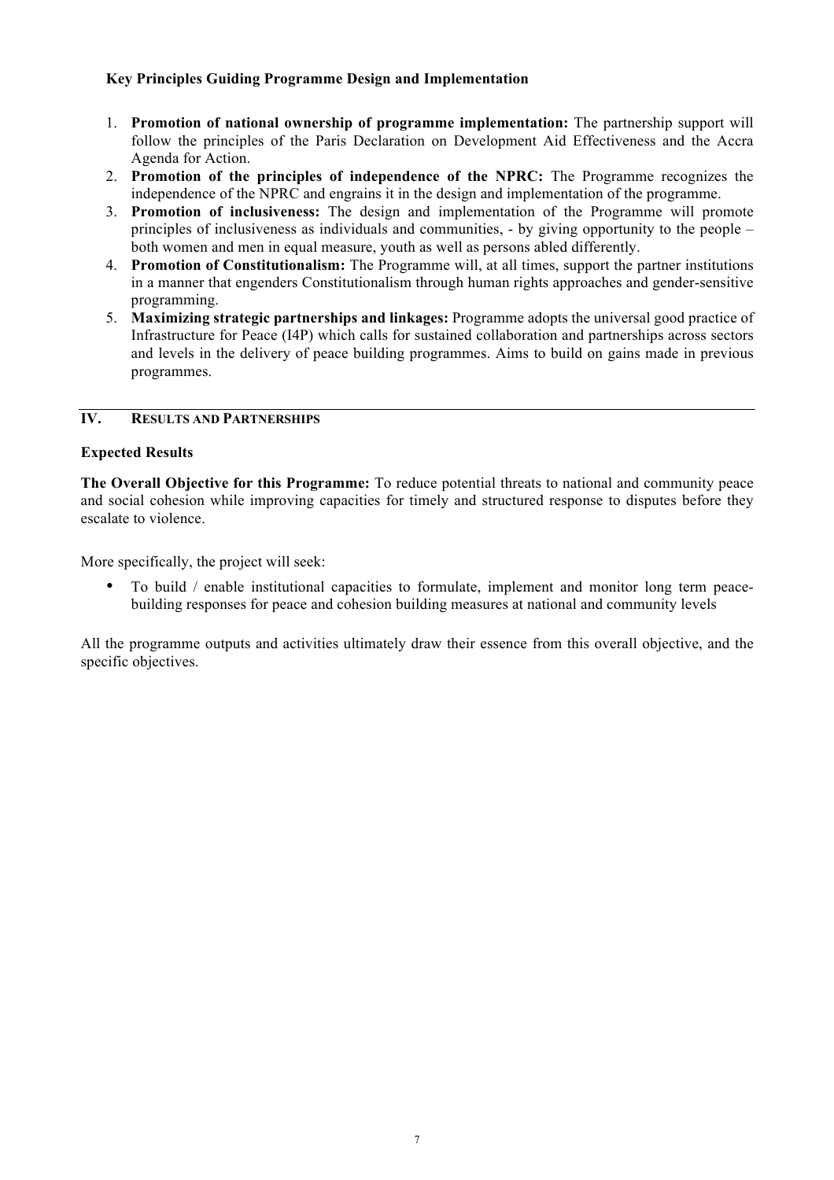**Key Principles Guiding Programme Design and Implementation**

1. **Promotion of national ownership of programme implementation:** The partnership support will follow the principles of the Paris Declaration on Development Aid Effectiveness and the Accra Agenda for Action.
2. **Promotion of the principles of independence of the NPRC:** The Programme recognizes the independence of the NPRC and engrains it in the design and implementation of the programme.
3. **Promotion of inclusiveness:** The design and implementation of the Programme will promote principles of inclusiveness as individuals and communities, - by giving opportunity to the people – both women and men in equal measure, youth as well as persons abled differently.
4. **Promotion of Constitutionalism:** The Programme will, at all times, support the partner institutions in a manner that engenders Constitutionalism through human rights approaches and gender-sensitive programming.
5. **Maximizing strategic partnerships and linkages:** Programme adopts the universal good practice of Infrastructure for Peace (I4P) which calls for sustained collaboration and partnerships across sectors and levels in the delivery of peace building programmes. Aims to build on gains made in previous programmes.

## IV. RESULTS AND PARTNERSHIPS

**Expected Results**

**The Overall Objective for this Programme:** To reduce potential threats to national and community peace and social cohesion while improving capacities for timely and structured response to disputes before they escalate to violence.

More specifically, the project will seek:

- To build / enable institutional capacities to formulate, implement and monitor long term peace-building responses for peace and cohesion building measures at national and community levels

All the programme outputs and activities ultimately draw their essence from this overall objective, and the specific objectives.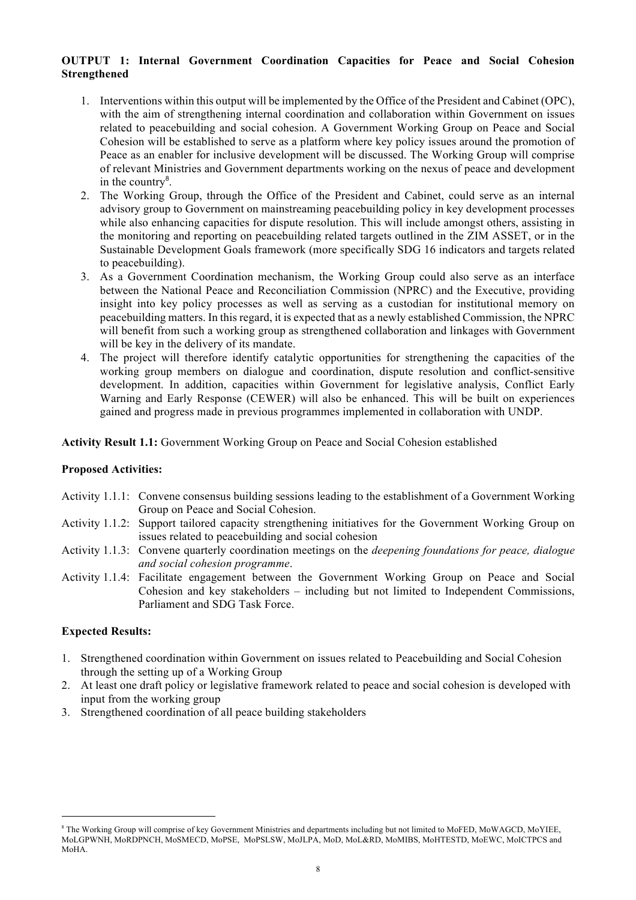**OUTPUT 1: Internal Government Coordination Capacities for Peace and Social Cohesion Strengthened**

1. Interventions within this output will be implemented by the Office of the President and Cabinet (OPC), with the aim of strengthening internal coordination and collaboration within Government on issues related to peacebuilding and social cohesion. A Government Working Group on Peace and Social Cohesion will be established to serve as a platform where key policy issues around the promotion of Peace as an enabler for inclusive development will be discussed. The Working Group will comprise of relevant Ministries and Government departments working on the nexus of peace and development in the country[8].
2. The Working Group, through the Office of the President and Cabinet, could serve as an internal advisory group to Government on mainstreaming peacebuilding policy in key development processes while also enhancing capacities for dispute resolution. This will include amongst others, assisting in the monitoring and reporting on peacebuilding related targets outlined in the ZIM ASSET, or in the Sustainable Development Goals framework (more specifically SDG 16 indicators and targets related to peacebuilding).
3. As a Government Coordination mechanism, the Working Group could also serve as an interface between the National Peace and Reconciliation Commission (NPRC) and the Executive, providing insight into key policy processes as well as serving as a custodian for institutional memory on peacebuilding matters. In this regard, it is expected that as a newly established Commission, the NPRC will benefit from such a working group as strengthened collaboration and linkages with Government will be key in the delivery of its mandate.
4. The project will therefore identify catalytic opportunities for strengthening the capacities of the working group members on dialogue and coordination, dispute resolution and conflict-sensitive development. In addition, capacities within Government for legislative analysis, Conflict Early Warning and Early Response (CEWER) will also be enhanced. This will be built on experiences gained and progress made in previous programmes implemented in collaboration with UNDP.

**Activity Result 1.1:** Government Working Group on Peace and Social Cohesion established

**Proposed Activities:**

- Activity 1.1.1: Convene consensus building sessions leading to the establishment of a Government Working Group on Peace and Social Cohesion.
- Activity 1.1.2: Support tailored capacity strengthening initiatives for the Government Working Group on issues related to peacebuilding and social cohesion
- Activity 1.1.3: Convene quarterly coordination meetings on the *deepening foundations for peace, dialogue and social cohesion programme*.
- Activity 1.1.4: Facilitate engagement between the Government Working Group on Peace and Social Cohesion and key stakeholders – including but not limited to Independent Commissions, Parliament and SDG Task Force.

**Expected Results:**

1. Strengthened coordination within Government on issues related to Peacebuilding and Social Cohesion through the setting up of a Working Group
2. At least one draft policy or legislative framework related to peace and social cohesion is developed with input from the working group
3. Strengthened coordination of all peace building stakeholders

---

[8] The Working Group will comprise of key Government Ministries and departments including but not limited to MoFED, MoWAGCD, MoYIEE, MoLGPWNH, MoRDPNCH, MoSMECD, MoPSE, MoPSLSW, MoJLPA, MoD, MoL&RD, MoMIBS, MoHTESTD, MoEWC, MoICTPCS and MoHA.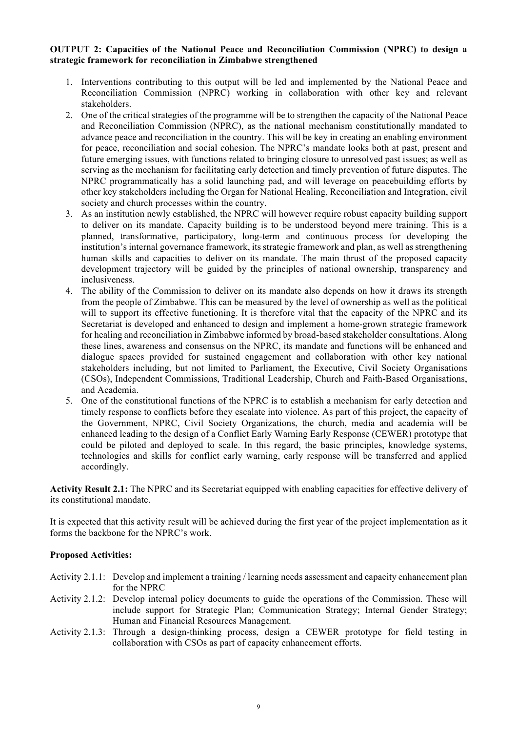**OUTPUT 2: Capacities of the National Peace and Reconciliation Commission (NPRC) to design a strategic framework for reconciliation in Zimbabwe strengthened**

1. Interventions contributing to this output will be led and implemented by the National Peace and Reconciliation Commission (NPRC) working in collaboration with other key and relevant stakeholders.
2. One of the critical strategies of the programme will be to strengthen the capacity of the National Peace and Reconciliation Commission (NPRC), as the national mechanism constitutionally mandated to advance peace and reconciliation in the country. This will be key in creating an enabling environment for peace, reconciliation and social cohesion. The NPRC's mandate looks both at past, present and future emerging issues, with functions related to bringing closure to unresolved past issues; as well as serving as the mechanism for facilitating early detection and timely prevention of future disputes. The NPRC programmatically has a solid launching pad, and will leverage on peacebuilding efforts by other key stakeholders including the Organ for National Healing, Reconciliation and Integration, civil society and church processes within the country.
3. As an institution newly established, the NPRC will however require robust capacity building support to deliver on its mandate. Capacity building is to be understood beyond mere training. This is a planned, transformative, participatory, long-term and continuous process for developing the institution's internal governance framework, its strategic framework and plan, as well as strengthening human skills and capacities to deliver on its mandate. The main thrust of the proposed capacity development trajectory will be guided by the principles of national ownership, transparency and inclusiveness.
4. The ability of the Commission to deliver on its mandate also depends on how it draws its strength from the people of Zimbabwe. This can be measured by the level of ownership as well as the political will to support its effective functioning. It is therefore vital that the capacity of the NPRC and its Secretariat is developed and enhanced to design and implement a home-grown strategic framework for healing and reconciliation in Zimbabwe informed by broad-based stakeholder consultations. Along these lines, awareness and consensus on the NPRC, its mandate and functions will be enhanced and dialogue spaces provided for sustained engagement and collaboration with other key national stakeholders including, but not limited to Parliament, the Executive, Civil Society Organisations (CSOs), Independent Commissions, Traditional Leadership, Church and Faith-Based Organisations, and Academia.
5. One of the constitutional functions of the NPRC is to establish a mechanism for early detection and timely response to conflicts before they escalate into violence. As part of this project, the capacity of the Government, NPRC, Civil Society Organizations, the church, media and academia will be enhanced leading to the design of a Conflict Early Warning Early Response (CEWER) prototype that could be piloted and deployed to scale. In this regard, the basic principles, knowledge systems, technologies and skills for conflict early warning, early response will be transferred and applied accordingly.

**Activity Result 2.1:** The NPRC and its Secretariat equipped with enabling capacities for effective delivery of its constitutional mandate.

It is expected that this activity result will be achieved during the first year of the project implementation as it forms the backbone for the NPRC's work.

**Proposed Activities:**

- Activity 2.1.1: Develop and implement a training / learning needs assessment and capacity enhancement plan for the NPRC
- Activity 2.1.2: Develop internal policy documents to guide the operations of the Commission. These will include support for Strategic Plan; Communication Strategy; Internal Gender Strategy; Human and Financial Resources Management.
- Activity 2.1.3: Through a design-thinking process, design a CEWER prototype for field testing in collaboration with CSOs as part of capacity enhancement efforts.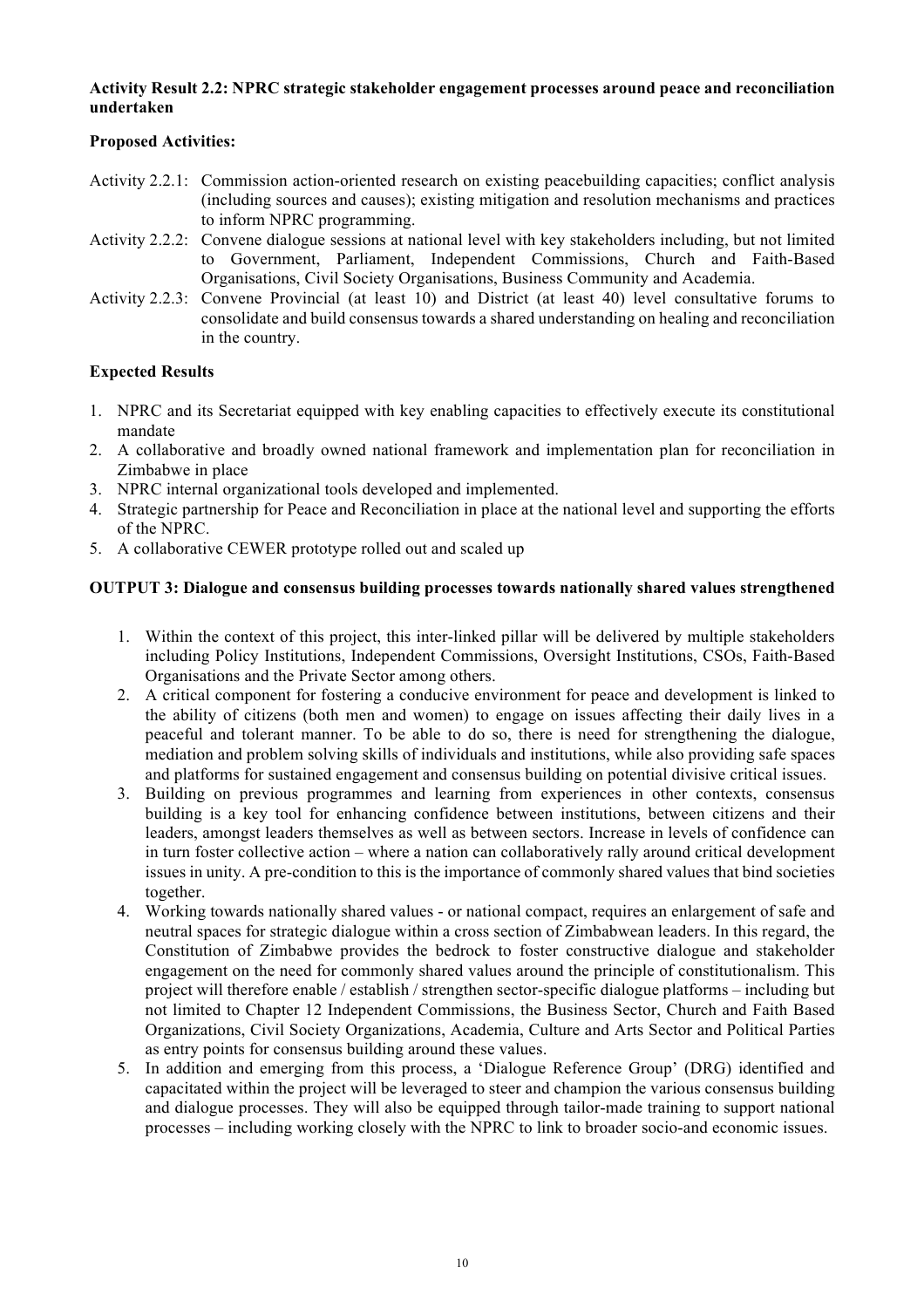**Activity Result 2.2: NPRC strategic stakeholder engagement processes around peace and reconciliation undertaken**

**Proposed Activities:**

- Activity 2.2.1: Commission action-oriented research on existing peacebuilding capacities; conflict analysis (including sources and causes); existing mitigation and resolution mechanisms and practices to inform NPRC programming.
- Activity 2.2.2: Convene dialogue sessions at national level with key stakeholders including, but not limited to Government, Parliament, Independent Commissions, Church and Faith-Based Organisations, Civil Society Organisations, Business Community and Academia.
- Activity 2.2.3: Convene Provincial (at least 10) and District (at least 40) level consultative forums to consolidate and build consensus towards a shared understanding on healing and reconciliation in the country.

**Expected Results**

1. NPRC and its Secretariat equipped with key enabling capacities to effectively execute its constitutional mandate
2. A collaborative and broadly owned national framework and implementation plan for reconciliation in Zimbabwe in place
3. NPRC internal organizational tools developed and implemented.
4. Strategic partnership for Peace and Reconciliation in place at the national level and supporting the efforts of the NPRC.
5. A collaborative CEWER prototype rolled out and scaled up

**OUTPUT 3: Dialogue and consensus building processes towards nationally shared values strengthened**

1. Within the context of this project, this inter-linked pillar will be delivered by multiple stakeholders including Policy Institutions, Independent Commissions, Oversight Institutions, CSOs, Faith-Based Organisations and the Private Sector among others.
2. A critical component for fostering a conducive environment for peace and development is linked to the ability of citizens (both men and women) to engage on issues affecting their daily lives in a peaceful and tolerant manner. To be able to do so, there is need for strengthening the dialogue, mediation and problem solving skills of individuals and institutions, while also providing safe spaces and platforms for sustained engagement and consensus building on potential divisive critical issues.
3. Building on previous programmes and learning from experiences in other contexts, consensus building is a key tool for enhancing confidence between institutions, between citizens and their leaders, amongst leaders themselves as well as between sectors. Increase in levels of confidence can in turn foster collective action – where a nation can collaboratively rally around critical development issues in unity. A pre-condition to this is the importance of commonly shared values that bind societies together.
4. Working towards nationally shared values - or national compact, requires an enlargement of safe and neutral spaces for strategic dialogue within a cross section of Zimbabwean leaders. In this regard, the Constitution of Zimbabwe provides the bedrock to foster constructive dialogue and stakeholder engagement on the need for commonly shared values around the principle of constitutionalism. This project will therefore enable / establish / strengthen sector-specific dialogue platforms – including but not limited to Chapter 12 Independent Commissions, the Business Sector, Church and Faith Based Organizations, Civil Society Organizations, Academia, Culture and Arts Sector and Political Parties as entry points for consensus building around these values.
5. In addition and emerging from this process, a 'Dialogue Reference Group' (DRG) identified and capacitated within the project will be leveraged to steer and champion the various consensus building and dialogue processes. They will also be equipped through tailor-made training to support national processes – including working closely with the NPRC to link to broader socio-and economic issues.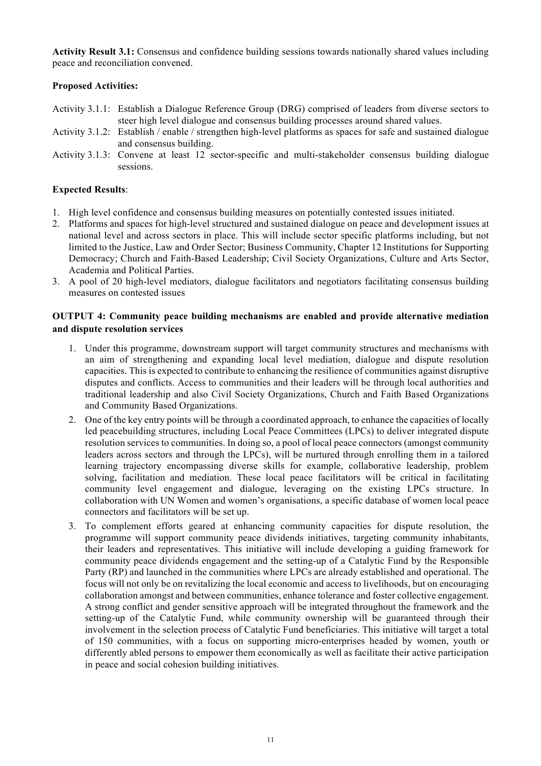**Activity Result 3.1:** Consensus and confidence building sessions towards nationally shared values including peace and reconciliation convened.

**Proposed Activities:**

Activity 3.1.1: Establish a Dialogue Reference Group (DRG) comprised of leaders from diverse sectors to steer high level dialogue and consensus building processes around shared values.

Activity 3.1.2: Establish / enable / strengthen high-level platforms as spaces for safe and sustained dialogue and consensus building.

Activity 3.1.3: Convene at least 12 sector-specific and multi-stakeholder consensus building dialogue sessions.

**Expected Results**:

1. High level confidence and consensus building measures on potentially contested issues initiated.
2. Platforms and spaces for high-level structured and sustained dialogue on peace and development issues at national level and across sectors in place. This will include sector specific platforms including, but not limited to the Justice, Law and Order Sector; Business Community, Chapter 12 Institutions for Supporting Democracy; Church and Faith-Based Leadership; Civil Society Organizations, Culture and Arts Sector, Academia and Political Parties.
3. A pool of 20 high-level mediators, dialogue facilitators and negotiators facilitating consensus building measures on contested issues

**OUTPUT 4: Community peace building mechanisms are enabled and provide alternative mediation and dispute resolution services**

1. Under this programme, downstream support will target community structures and mechanisms with an aim of strengthening and expanding local level mediation, dialogue and dispute resolution capacities. This is expected to contribute to enhancing the resilience of communities against disruptive disputes and conflicts. Access to communities and their leaders will be through local authorities and traditional leadership and also Civil Society Organizations, Church and Faith Based Organizations and Community Based Organizations.
2. One of the key entry points will be through a coordinated approach, to enhance the capacities of locally led peacebuilding structures, including Local Peace Committees (LPCs) to deliver integrated dispute resolution services to communities. In doing so, a pool of local peace connectors (amongst community leaders across sectors and through the LPCs), will be nurtured through enrolling them in a tailored learning trajectory encompassing diverse skills for example, collaborative leadership, problem solving, facilitation and mediation. These local peace facilitators will be critical in facilitating community level engagement and dialogue, leveraging on the existing LPCs structure. In collaboration with UN Women and women's organisations, a specific database of women local peace connectors and facilitators will be set up.
3. To complement efforts geared at enhancing community capacities for dispute resolution, the programme will support community peace dividends initiatives, targeting community inhabitants, their leaders and representatives. This initiative will include developing a guiding framework for community peace dividends engagement and the setting-up of a Catalytic Fund by the Responsible Party (RP) and launched in the communities where LPCs are already established and operational. The focus will not only be on revitalizing the local economic and access to livelihoods, but on encouraging collaboration amongst and between communities, enhance tolerance and foster collective engagement. A strong conflict and gender sensitive approach will be integrated throughout the framework and the setting-up of the Catalytic Fund, while community ownership will be guaranteed through their involvement in the selection process of Catalytic Fund beneficiaries. This initiative will target a total of 150 communities, with a focus on supporting micro-enterprises headed by women, youth or differently abled persons to empower them economically as well as facilitate their active participation in peace and social cohesion building initiatives.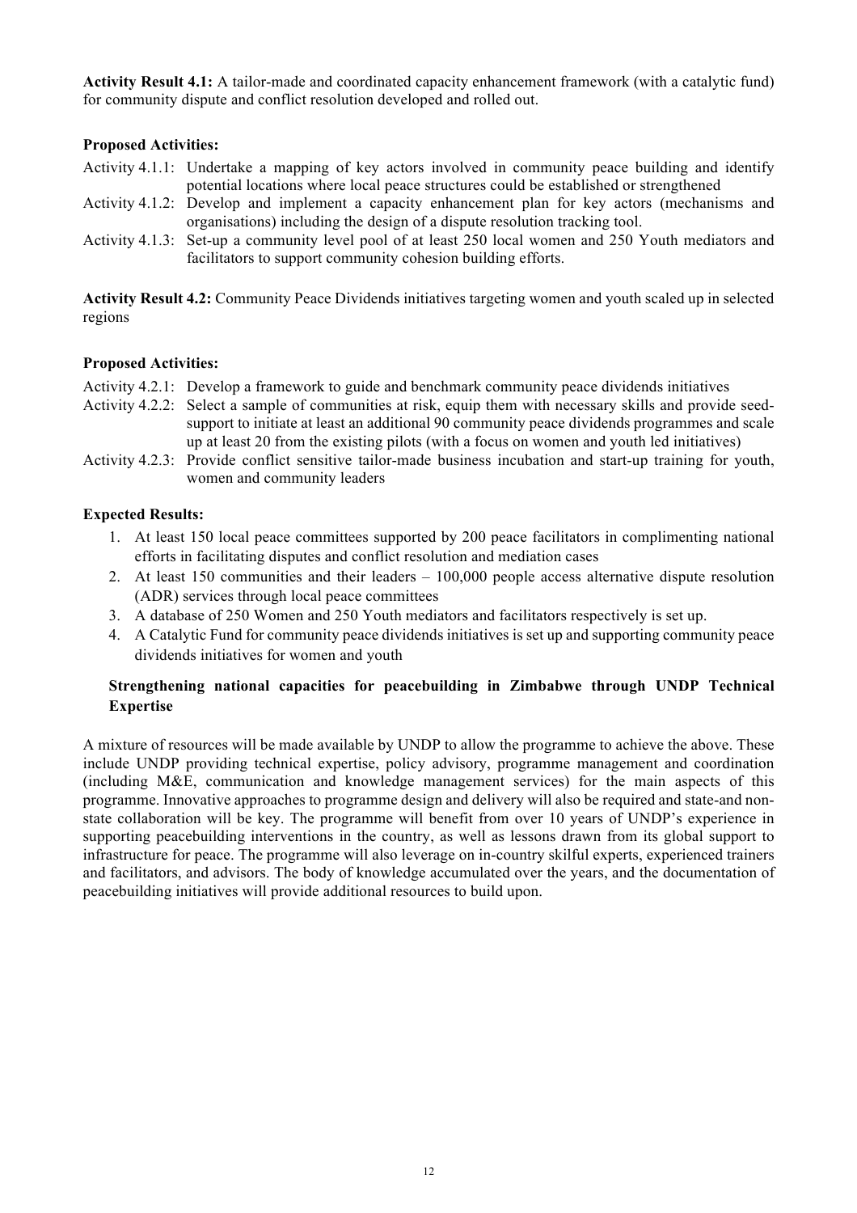**Activity Result 4.1:** A tailor-made and coordinated capacity enhancement framework (with a catalytic fund) for community dispute and conflict resolution developed and rolled out.

**Proposed Activities:**

Activity 4.1.1: Undertake a mapping of key actors involved in community peace building and identify potential locations where local peace structures could be established or strengthened

Activity 4.1.2: Develop and implement a capacity enhancement plan for key actors (mechanisms and organisations) including the design of a dispute resolution tracking tool.

Activity 4.1.3: Set-up a community level pool of at least 250 local women and 250 Youth mediators and facilitators to support community cohesion building efforts.

**Activity Result 4.2:** Community Peace Dividends initiatives targeting women and youth scaled up in selected regions

**Proposed Activities:**

Activity 4.2.1: Develop a framework to guide and benchmark community peace dividends initiatives

Activity 4.2.2: Select a sample of communities at risk, equip them with necessary skills and provide seed-support to initiate at least an additional 90 community peace dividends programmes and scale up at least 20 from the existing pilots (with a focus on women and youth led initiatives)

Activity 4.2.3: Provide conflict sensitive tailor-made business incubation and start-up training for youth, women and community leaders

**Expected Results:**

1. At least 150 local peace committees supported by 200 peace facilitators in complimenting national efforts in facilitating disputes and conflict resolution and mediation cases
2. At least 150 communities and their leaders – 100,000 people access alternative dispute resolution (ADR) services through local peace committees
3. A database of 250 Women and 250 Youth mediators and facilitators respectively is set up.
4. A Catalytic Fund for community peace dividends initiatives is set up and supporting community peace dividends initiatives for women and youth

**Strengthening national capacities for peacebuilding in Zimbabwe through UNDP Technical Expertise**

A mixture of resources will be made available by UNDP to allow the programme to achieve the above. These include UNDP providing technical expertise, policy advisory, programme management and coordination (including M&E, communication and knowledge management services) for the main aspects of this programme. Innovative approaches to programme design and delivery will also be required and state-and non-state collaboration will be key. The programme will benefit from over 10 years of UNDP's experience in supporting peacebuilding interventions in the country, as well as lessons drawn from its global support to infrastructure for peace. The programme will also leverage on in-country skilful experts, experienced trainers and facilitators, and advisors. The body of knowledge accumulated over the years, and the documentation of peacebuilding initiatives will provide additional resources to build upon.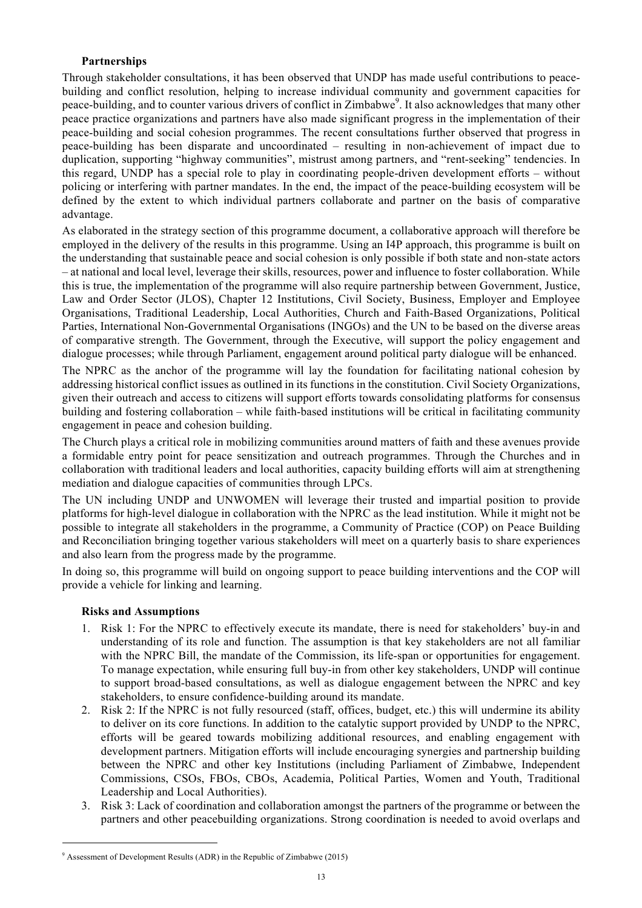### Partnerships

Through stakeholder consultations, it has been observed that UNDP has made useful contributions to peace-building and conflict resolution, helping to increase individual community and government capacities for peace-building, and to counter various drivers of conflict in Zimbabwe[9]. It also acknowledges that many other peace practice organizations and partners have also made significant progress in the implementation of their peace-building and social cohesion programmes. The recent consultations further observed that progress in peace-building has been disparate and uncoordinated – resulting in non-achievement of impact due to duplication, supporting "highway communities", mistrust among partners, and "rent-seeking" tendencies. In this regard, UNDP has a special role to play in coordinating people-driven development efforts – without policing or interfering with partner mandates. In the end, the impact of the peace-building ecosystem will be defined by the extent to which individual partners collaborate and partner on the basis of comparative advantage.

As elaborated in the strategy section of this programme document, a collaborative approach will therefore be employed in the delivery of the results in this programme. Using an I4P approach, this programme is built on the understanding that sustainable peace and social cohesion is only possible if both state and non-state actors – at national and local level, leverage their skills, resources, power and influence to foster collaboration. While this is true, the implementation of the programme will also require partnership between Government, Justice, Law and Order Sector (JLOS), Chapter 12 Institutions, Civil Society, Business, Employer and Employee Organisations, Traditional Leadership, Local Authorities, Church and Faith-Based Organizations, Political Parties, International Non-Governmental Organisations (INGOs) and the UN to be based on the diverse areas of comparative strength. The Government, through the Executive, will support the policy engagement and dialogue processes; while through Parliament, engagement around political party dialogue will be enhanced.

The NPRC as the anchor of the programme will lay the foundation for facilitating national cohesion by addressing historical conflict issues as outlined in its functions in the constitution. Civil Society Organizations, given their outreach and access to citizens will support efforts towards consolidating platforms for consensus building and fostering collaboration – while faith-based institutions will be critical in facilitating community engagement in peace and cohesion building.

The Church plays a critical role in mobilizing communities around matters of faith and these avenues provide a formidable entry point for peace sensitization and outreach programmes. Through the Churches and in collaboration with traditional leaders and local authorities, capacity building efforts will aim at strengthening mediation and dialogue capacities of communities through LPCs.

The UN including UNDP and UNWOMEN will leverage their trusted and impartial position to provide platforms for high-level dialogue in collaboration with the NPRC as the lead institution. While it might not be possible to integrate all stakeholders in the programme, a Community of Practice (COP) on Peace Building and Reconciliation bringing together various stakeholders will meet on a quarterly basis to share experiences and also learn from the progress made by the programme.

In doing so, this programme will build on ongoing support to peace building interventions and the COP will provide a vehicle for linking and learning.

### Risks and Assumptions

1. Risk 1: For the NPRC to effectively execute its mandate, there is need for stakeholders' buy-in and understanding of its role and function. The assumption is that key stakeholders are not all familiar with the NPRC Bill, the mandate of the Commission, its life-span or opportunities for engagement. To manage expectation, while ensuring full buy-in from other key stakeholders, UNDP will continue to support broad-based consultations, as well as dialogue engagement between the NPRC and key stakeholders, to ensure confidence-building around its mandate.
2. Risk 2: If the NPRC is not fully resourced (staff, offices, budget, etc.) this will undermine its ability to deliver on its core functions. In addition to the catalytic support provided by UNDP to the NPRC, efforts will be geared towards mobilizing additional resources, and enabling engagement with development partners. Mitigation efforts will include encouraging synergies and partnership building between the NPRC and other key Institutions (including Parliament of Zimbabwe, Independent Commissions, CSOs, FBOs, CBOs, Academia, Political Parties, Women and Youth, Traditional Leadership and Local Authorities).
3. Risk 3: Lack of coordination and collaboration amongst the partners of the programme or between the partners and other peacebuilding organizations. Strong coordination is needed to avoid overlaps and

[9] Assessment of Development Results (ADR) in the Republic of Zimbabwe (2015)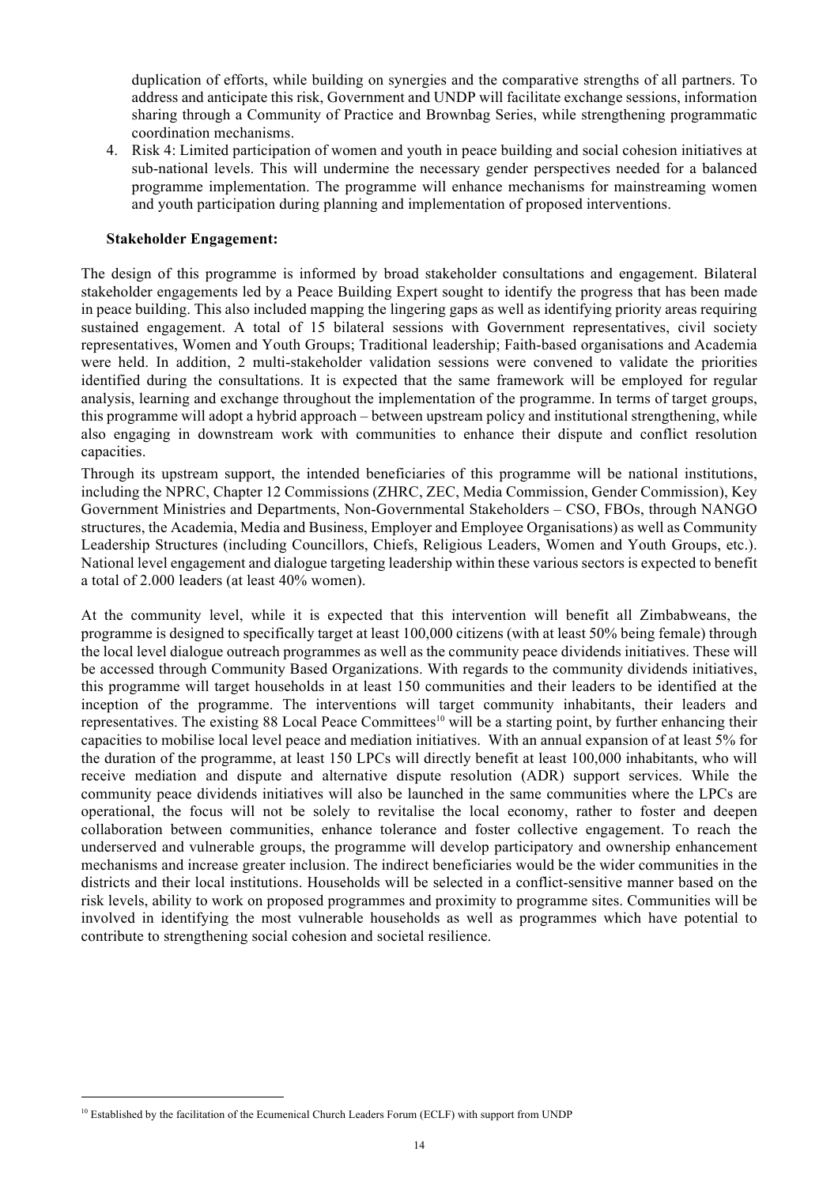duplication of efforts, while building on synergies and the comparative strengths of all partners. To address and anticipate this risk, Government and UNDP will facilitate exchange sessions, information sharing through a Community of Practice and Brownbag Series, while strengthening programmatic coordination mechanisms.

4. Risk 4: Limited participation of women and youth in peace building and social cohesion initiatives at sub-national levels. This will undermine the necessary gender perspectives needed for a balanced programme implementation. The programme will enhance mechanisms for mainstreaming women and youth participation during planning and implementation of proposed interventions.

**Stakeholder Engagement:**

The design of this programme is informed by broad stakeholder consultations and engagement. Bilateral stakeholder engagements led by a Peace Building Expert sought to identify the progress that has been made in peace building. This also included mapping the lingering gaps as well as identifying priority areas requiring sustained engagement. A total of 15 bilateral sessions with Government representatives, civil society representatives, Women and Youth Groups; Traditional leadership; Faith-based organisations and Academia were held. In addition, 2 multi-stakeholder validation sessions were convened to validate the priorities identified during the consultations. It is expected that the same framework will be employed for regular analysis, learning and exchange throughout the implementation of the programme. In terms of target groups, this programme will adopt a hybrid approach – between upstream policy and institutional strengthening, while also engaging in downstream work with communities to enhance their dispute and conflict resolution capacities.

Through its upstream support, the intended beneficiaries of this programme will be national institutions, including the NPRC, Chapter 12 Commissions (ZHRC, ZEC, Media Commission, Gender Commission), Key Government Ministries and Departments, Non-Governmental Stakeholders – CSO, FBOs, through NANGO structures, the Academia, Media and Business, Employer and Employee Organisations) as well as Community Leadership Structures (including Councillors, Chiefs, Religious Leaders, Women and Youth Groups, etc.). National level engagement and dialogue targeting leadership within these various sectors is expected to benefit a total of 2.000 leaders (at least 40% women).

At the community level, while it is expected that this intervention will benefit all Zimbabweans, the programme is designed to specifically target at least 100,000 citizens (with at least 50% being female) through the local level dialogue outreach programmes as well as the community peace dividends initiatives. These will be accessed through Community Based Organizations. With regards to the community dividends initiatives, this programme will target households in at least 150 communities and their leaders to be identified at the inception of the programme. The interventions will target community inhabitants, their leaders and representatives. The existing 88 Local Peace Committees[10] will be a starting point, by further enhancing their capacities to mobilise local level peace and mediation initiatives. With an annual expansion of at least 5% for the duration of the programme, at least 150 LPCs will directly benefit at least 100,000 inhabitants, who will receive mediation and dispute and alternative dispute resolution (ADR) support services. While the community peace dividends initiatives will also be launched in the same communities where the LPCs are operational, the focus will not be solely to revitalise the local economy, rather to foster and deepen collaboration between communities, enhance tolerance and foster collective engagement. To reach the underserved and vulnerable groups, the programme will develop participatory and ownership enhancement mechanisms and increase greater inclusion. The indirect beneficiaries would be the wider communities in the districts and their local institutions. Households will be selected in a conflict-sensitive manner based on the risk levels, ability to work on proposed programmes and proximity to programme sites. Communities will be involved in identifying the most vulnerable households as well as programmes which have potential to contribute to strengthening social cohesion and societal resilience.

[10] Established by the facilitation of the Ecumenical Church Leaders Forum (ECLF) with support from UNDP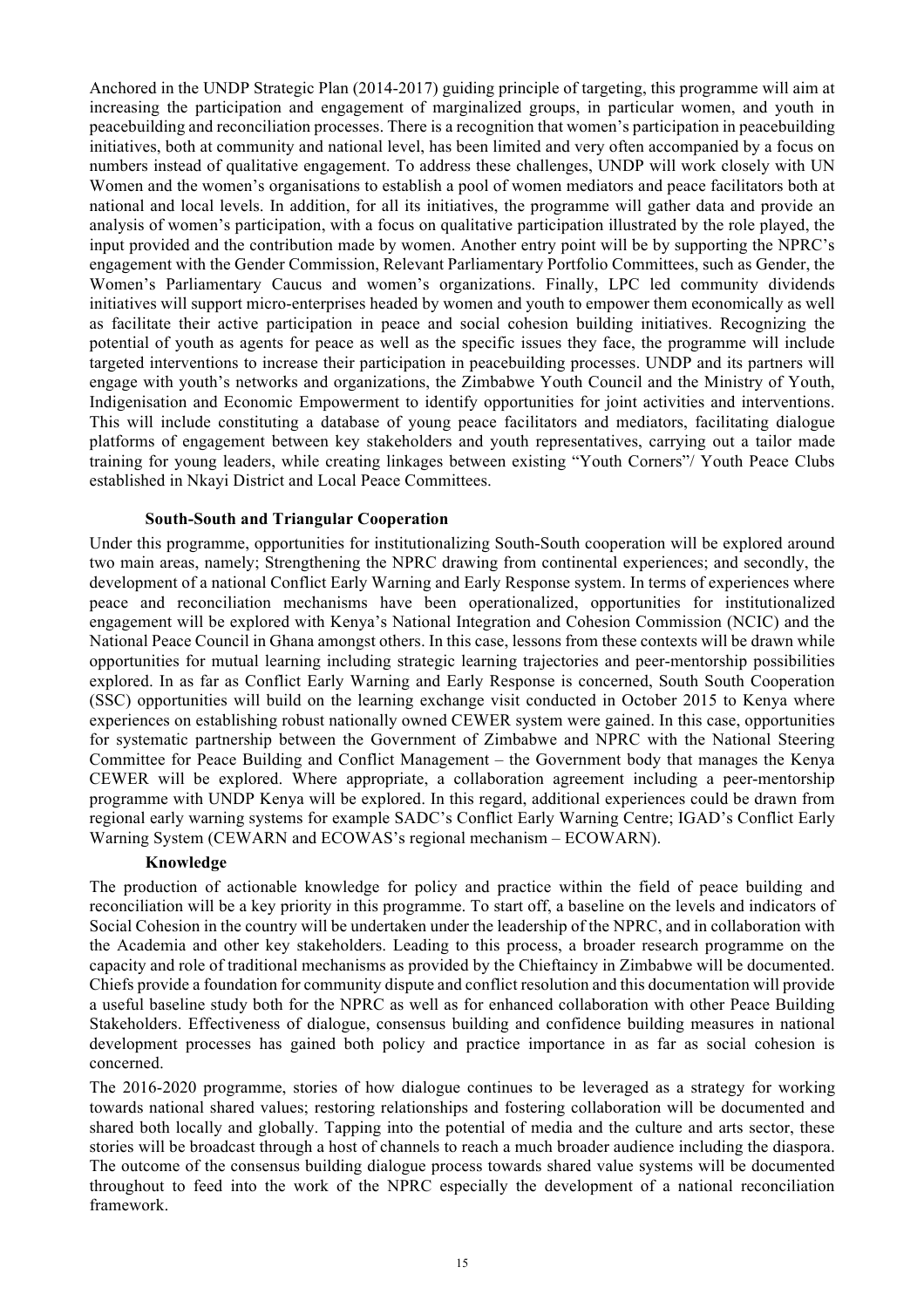Anchored in the UNDP Strategic Plan (2014-2017) guiding principle of targeting, this programme will aim at increasing the participation and engagement of marginalized groups, in particular women, and youth in peacebuilding and reconciliation processes. There is a recognition that women's participation in peacebuilding initiatives, both at community and national level, has been limited and very often accompanied by a focus on numbers instead of qualitative engagement. To address these challenges, UNDP will work closely with UN Women and the women's organisations to establish a pool of women mediators and peace facilitators both at national and local levels. In addition, for all its initiatives, the programme will gather data and provide an analysis of women's participation, with a focus on qualitative participation illustrated by the role played, the input provided and the contribution made by women. Another entry point will be by supporting the NPRC's engagement with the Gender Commission, Relevant Parliamentary Portfolio Committees, such as Gender, the Women's Parliamentary Caucus and women's organizations. Finally, LPC led community dividends initiatives will support micro-enterprises headed by women and youth to empower them economically as well as facilitate their active participation in peace and social cohesion building initiatives. Recognizing the potential of youth as agents for peace as well as the specific issues they face, the programme will include targeted interventions to increase their participation in peacebuilding processes. UNDP and its partners will engage with youth's networks and organizations, the Zimbabwe Youth Council and the Ministry of Youth, Indigenisation and Economic Empowerment to identify opportunities for joint activities and interventions. This will include constituting a database of young peace facilitators and mediators, facilitating dialogue platforms of engagement between key stakeholders and youth representatives, carrying out a tailor made training for young leaders, while creating linkages between existing "Youth Corners"/ Youth Peace Clubs established in Nkayi District and Local Peace Committees.

**South-South and Triangular Cooperation**

Under this programme, opportunities for institutionalizing South-South cooperation will be explored around two main areas, namely; Strengthening the NPRC drawing from continental experiences; and secondly, the development of a national Conflict Early Warning and Early Response system. In terms of experiences where peace and reconciliation mechanisms have been operationalized, opportunities for institutionalized engagement will be explored with Kenya's National Integration and Cohesion Commission (NCIC) and the National Peace Council in Ghana amongst others. In this case, lessons from these contexts will be drawn while opportunities for mutual learning including strategic learning trajectories and peer-mentorship possibilities explored. In as far as Conflict Early Warning and Early Response is concerned, South South Cooperation (SSC) opportunities will build on the learning exchange visit conducted in October 2015 to Kenya where experiences on establishing robust nationally owned CEWER system were gained. In this case, opportunities for systematic partnership between the Government of Zimbabwe and NPRC with the National Steering Committee for Peace Building and Conflict Management – the Government body that manages the Kenya CEWER will be explored. Where appropriate, a collaboration agreement including a peer-mentorship programme with UNDP Kenya will be explored. In this regard, additional experiences could be drawn from regional early warning systems for example SADC's Conflict Early Warning Centre; IGAD's Conflict Early Warning System (CEWARN and ECOWAS's regional mechanism – ECOWARN).

**Knowledge**

The production of actionable knowledge for policy and practice within the field of peace building and reconciliation will be a key priority in this programme. To start off, a baseline on the levels and indicators of Social Cohesion in the country will be undertaken under the leadership of the NPRC, and in collaboration with the Academia and other key stakeholders. Leading to this process, a broader research programme on the capacity and role of traditional mechanisms as provided by the Chieftaincy in Zimbabwe will be documented. Chiefs provide a foundation for community dispute and conflict resolution and this documentation will provide a useful baseline study both for the NPRC as well as for enhanced collaboration with other Peace Building Stakeholders. Effectiveness of dialogue, consensus building and confidence building measures in national development processes has gained both policy and practice importance in as far as social cohesion is concerned.

The 2016-2020 programme, stories of how dialogue continues to be leveraged as a strategy for working towards national shared values; restoring relationships and fostering collaboration will be documented and shared both locally and globally. Tapping into the potential of media and the culture and arts sector, these stories will be broadcast through a host of channels to reach a much broader audience including the diaspora. The outcome of the consensus building dialogue process towards shared value systems will be documented throughout to feed into the work of the NPRC especially the development of a national reconciliation framework.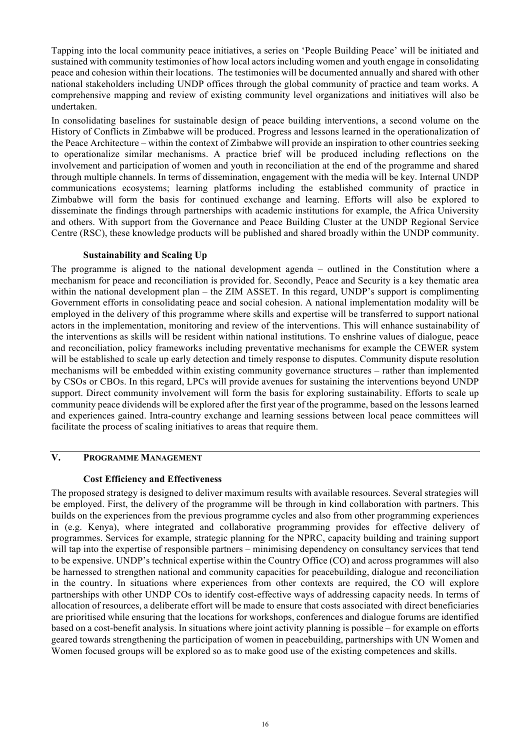Tapping into the local community peace initiatives, a series on 'People Building Peace' will be initiated and sustained with community testimonies of how local actors including women and youth engage in consolidating peace and cohesion within their locations. The testimonies will be documented annually and shared with other national stakeholders including UNDP offices through the global community of practice and team works. A comprehensive mapping and review of existing community level organizations and initiatives will also be undertaken.

In consolidating baselines for sustainable design of peace building interventions, a second volume on the History of Conflicts in Zimbabwe will be produced. Progress and lessons learned in the operationalization of the Peace Architecture – within the context of Zimbabwe will provide an inspiration to other countries seeking to operationalize similar mechanisms. A practice brief will be produced including reflections on the involvement and participation of women and youth in reconciliation at the end of the programme and shared through multiple channels. In terms of dissemination, engagement with the media will be key. Internal UNDP communications ecosystems; learning platforms including the established community of practice in Zimbabwe will form the basis for continued exchange and learning. Efforts will also be explored to disseminate the findings through partnerships with academic institutions for example, the Africa University and others. With support from the Governance and Peace Building Cluster at the UNDP Regional Service Centre (RSC), these knowledge products will be published and shared broadly within the UNDP community.

### Sustainability and Scaling Up

The programme is aligned to the national development agenda – outlined in the Constitution where a mechanism for peace and reconciliation is provided for. Secondly, Peace and Security is a key thematic area within the national development plan – the ZIM ASSET. In this regard, UNDP's support is complimenting Government efforts in consolidating peace and social cohesion. A national implementation modality will be employed in the delivery of this programme where skills and expertise will be transferred to support national actors in the implementation, monitoring and review of the interventions. This will enhance sustainability of the interventions as skills will be resident within national institutions. To enshrine values of dialogue, peace and reconciliation, policy frameworks including preventative mechanisms for example the CEWER system will be established to scale up early detection and timely response to disputes. Community dispute resolution mechanisms will be embedded within existing community governance structures – rather than implemented by CSOs or CBOs. In this regard, LPCs will provide avenues for sustaining the interventions beyond UNDP support. Direct community involvement will form the basis for exploring sustainability. Efforts to scale up community peace dividends will be explored after the first year of the programme, based on the lessons learned and experiences gained. Intra-country exchange and learning sessions between local peace committees will facilitate the process of scaling initiatives to areas that require them.

## V. PROGRAMME MANAGEMENT

### Cost Efficiency and Effectiveness

The proposed strategy is designed to deliver maximum results with available resources. Several strategies will be employed. First, the delivery of the programme will be through in kind collaboration with partners. This builds on the experiences from the previous programme cycles and also from other programming experiences in (e.g. Kenya), where integrated and collaborative programming provides for effective delivery of programmes. Services for example, strategic planning for the NPRC, capacity building and training support will tap into the expertise of responsible partners – minimising dependency on consultancy services that tend to be expensive. UNDP's technical expertise within the Country Office (CO) and across programmes will also be harnessed to strengthen national and community capacities for peacebuilding, dialogue and reconciliation in the country. In situations where experiences from other contexts are required, the CO will explore partnerships with other UNDP COs to identify cost-effective ways of addressing capacity needs. In terms of allocation of resources, a deliberate effort will be made to ensure that costs associated with direct beneficiaries are prioritised while ensuring that the locations for workshops, conferences and dialogue forums are identified based on a cost-benefit analysis. In situations where joint activity planning is possible – for example on efforts geared towards strengthening the participation of women in peacebuilding, partnerships with UN Women and Women focused groups will be explored so as to make good use of the existing competences and skills.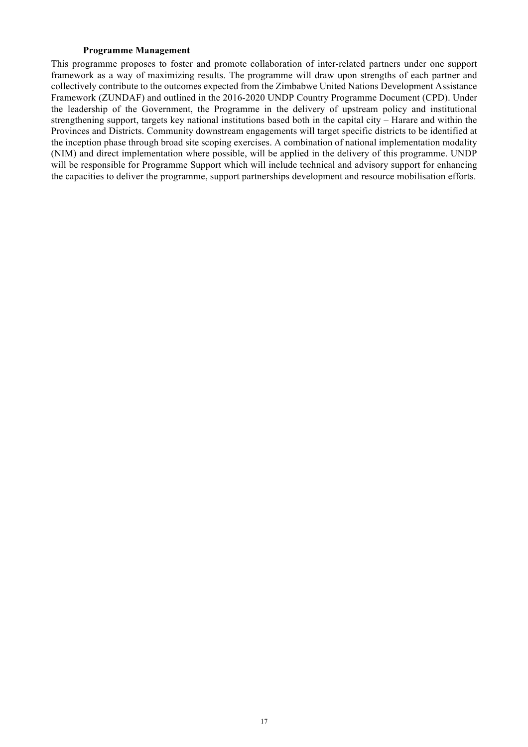**Programme Management**

This programme proposes to foster and promote collaboration of inter-related partners under one support framework as a way of maximizing results. The programme will draw upon strengths of each partner and collectively contribute to the outcomes expected from the Zimbabwe United Nations Development Assistance Framework (ZUNDAF) and outlined in the 2016-2020 UNDP Country Programme Document (CPD). Under the leadership of the Government, the Programme in the delivery of upstream policy and institutional strengthening support, targets key national institutions based both in the capital city – Harare and within the Provinces and Districts. Community downstream engagements will target specific districts to be identified at the inception phase through broad site scoping exercises. A combination of national implementation modality (NIM) and direct implementation where possible, will be applied in the delivery of this programme. UNDP will be responsible for Programme Support which will include technical and advisory support for enhancing the capacities to deliver the programme, support partnerships development and resource mobilisation efforts.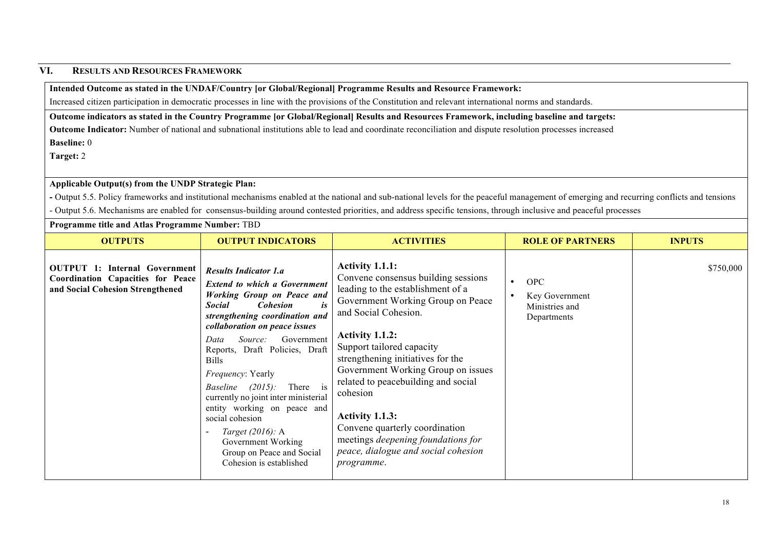## VI. Results and Resources Framework

**Intended Outcome as stated in the UNDAF/Country [or Global/Regional] Programme Results and Resource Framework:**

Increased citizen participation in democratic processes in line with the provisions of the Constitution and relevant international norms and standards.

**Outcome indicators as stated in the Country Programme [or Global/Regional] Results and Resources Framework, including baseline and targets:**

**Outcome Indicator:** Number of national and subnational institutions able to lead and coordinate reconciliation and dispute resolution processes increased

**Baseline:** 0

**Target:** 2

**Applicable Output(s) from the UNDP Strategic Plan:**

- Output 5.5. Policy frameworks and institutional mechanisms enabled at the national and sub-national levels for the peaceful management of emerging and recurring conflicts and tensions
- Output 5.6. Mechanisms are enabled for consensus-building around contested priorities, and address specific tensions, through inclusive and peaceful processes

**Programme title and Atlas Programme Number:** TBD

| OUTPUTS | OUTPUT INDICATORS | ACTIVITIES | ROLE OF PARTNERS | INPUTS |
|---|---|---|---|---|
| **OUTPUT 1: Internal Government Coordination Capacities for Peace and Social Cohesion Strengthened** | ***Results Indicator 1.a*** <br> ***Extend to which a Government Working Group on Peace and Social Cohesion is strengthening coordination and collaboration on peace issues*** <br> *Data Source:* Government Reports, Draft Policies, Draft Bills <br> *Frequency*: Yearly <br> *Baseline (2015):* There is currently no joint inter ministerial entity working on peace and social cohesion <br> - *Target (2016):* A Government Working Group on Peace and Social Cohesion is established | **Activity 1.1.1:** <br> Convene consensus building sessions leading to the establishment of a Government Working Group on Peace and Social Cohesion. <br><br> **Activity 1.1.2:** <br> Support tailored capacity strengthening initiatives for the Government Working Group on issues related to peacebuilding and social cohesion <br><br> **Activity 1.1.3:** <br> Convene quarterly coordination meetings *deepening foundations for peace, dialogue and social cohesion programme*. | • OPC <br> • Key Government Ministries and Departments | $750,000 |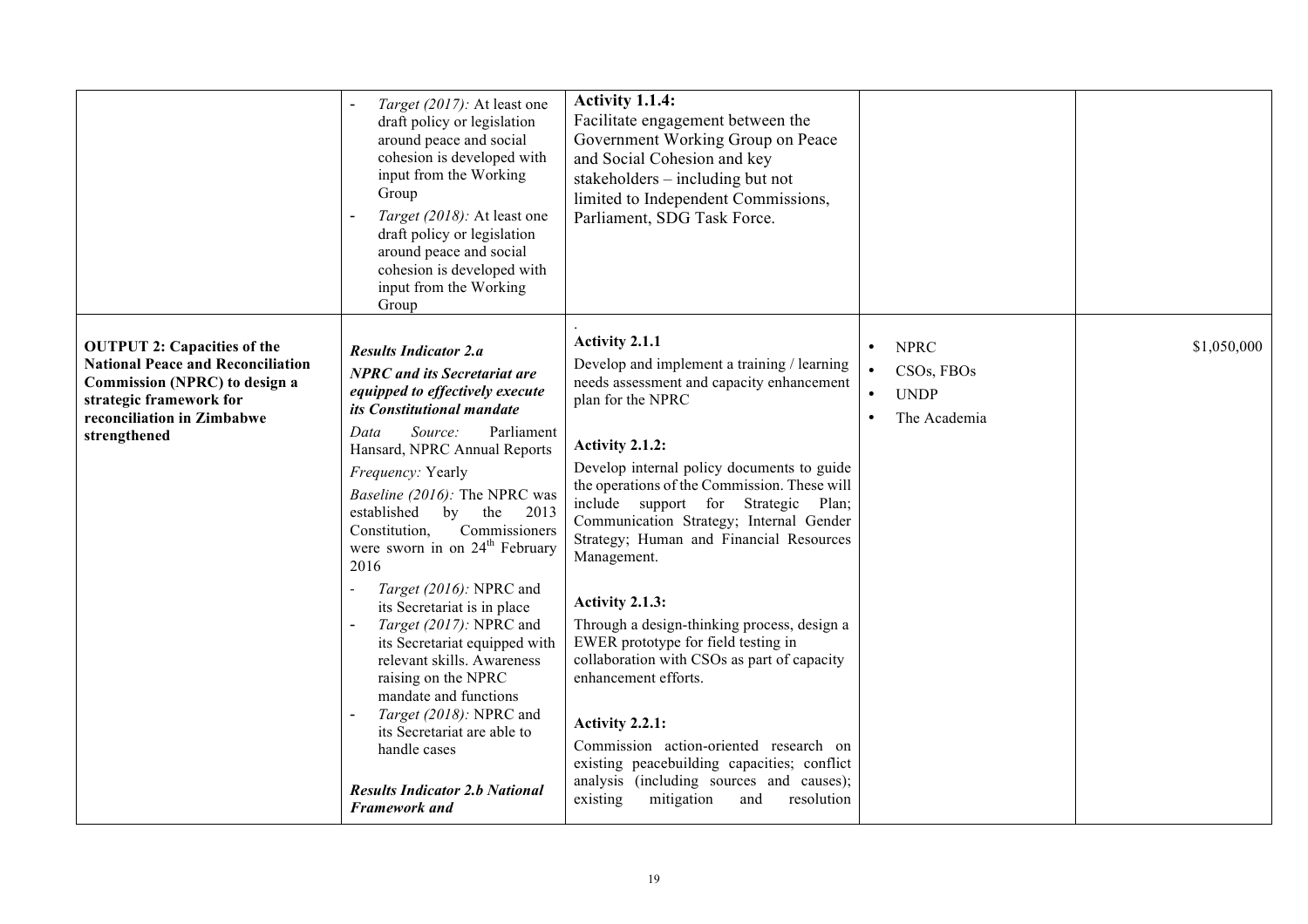| | | | | |
|---|---|---|---|---|
| | - *Target (2017):* At least one draft policy or legislation around peace and social cohesion is developed with input from the Working Group<br>- *Target (2018):* At least one draft policy or legislation around peace and social cohesion is developed with input from the Working Group | **Activity 1.1.4:**<br>Facilitate engagement between the Government Working Group on Peace and Social Cohesion and key stakeholders – including but not limited to Independent Commissions, Parliament, SDG Task Force. | | |
| **OUTPUT 2: Capacities of the National Peace and Reconciliation Commission (NPRC) to design a strategic framework for reconciliation in Zimbabwe strengthened** | ***Results Indicator 2.a***<br>***NPRC and its Secretariat are equipped to effectively execute its Constitutional mandate***<br>*Data Source:* Parliament Hansard, NPRC Annual Reports<br>*Frequency:* Yearly<br>*Baseline (2016):* The NPRC was established by the 2013 Constitution, Commissioners were sworn in on 24th February 2016<br>- *Target (2016):* NPRC and its Secretariat is in place<br>- *Target (2017):* NPRC and its Secretariat equipped with relevant skills. Awareness raising on the NPRC mandate and functions<br>- *Target (2018):* NPRC and its Secretariat are able to handle cases<br><br>***Results Indicator 2.b National Framework and*** | .<br>**Activity 2.1.1**<br>Develop and implement a training / learning needs assessment and capacity enhancement plan for the NPRC<br><br>**Activity 2.1.2:**<br>Develop internal policy documents to guide the operations of the Commission. These will include support for Strategic Plan; Communication Strategy; Internal Gender Strategy; Human and Financial Resources Management.<br><br>**Activity 2.1.3:**<br>Through a design-thinking process, design a EWER prototype for field testing in collaboration with CSOs as part of capacity enhancement efforts.<br><br>**Activity 2.2.1:**<br>Commission action-oriented research on existing peacebuilding capacities; conflict analysis (including sources and causes); existing mitigation and resolution | • NPRC<br>• CSOs, FBOs<br>• UNDP<br>• The Academia | $1,050,000 |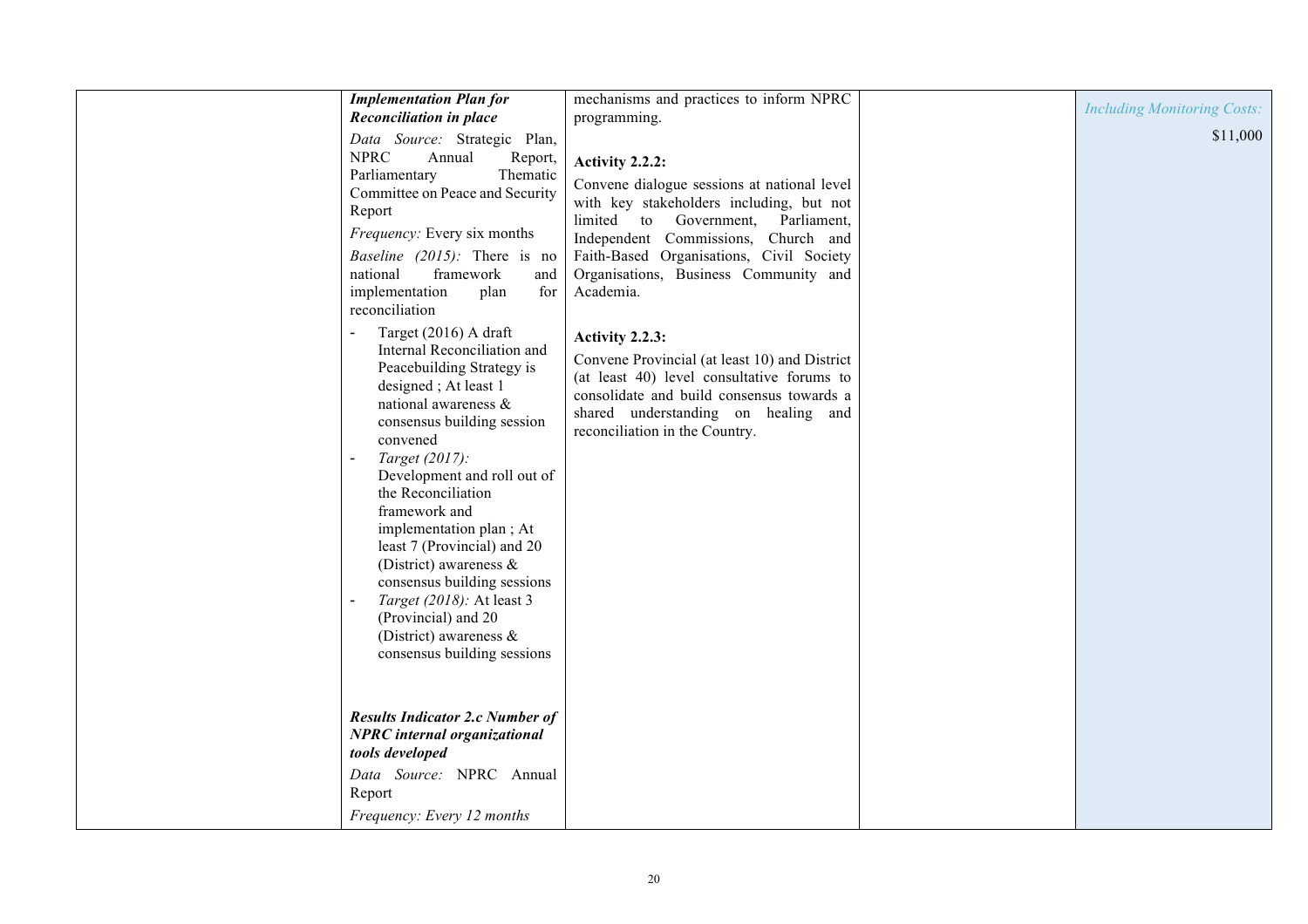|  | ***Implementation Plan for Reconciliation in place***<br>*Data Source:* Strategic Plan, NPRC Annual Report, Parliamentary Thematic Committee on Peace and Security Report<br>*Frequency:* Every six months<br>*Baseline (2015):* There is no national framework and implementation plan for reconciliation<br>- Target (2016) A draft Internal Reconciliation and Peacebuilding Strategy is designed ; At least 1 national awareness & consensus building session convened<br>- *Target (2017):* Development and roll out of the Reconciliation framework and implementation plan ; At least 7 (Provincial) and 20 (District) awareness & consensus building sessions<br>- *Target (2018):* At least 3 (Provincial) and 20 (District) awareness & consensus building sessions<br><br>***Results Indicator 2.c Number of NPRC internal organizational tools developed***<br>*Data Source:* NPRC Annual Report<br>*Frequency: Every 12 months* | mechanisms and practices to inform NPRC programming.<br><br>**Activity 2.2.2:**<br>Convene dialogue sessions at national level with key stakeholders including, but not limited to Government, Parliament, Independent Commissions, Church and Faith-Based Organisations, Civil Society Organisations, Business Community and Academia.<br><br>**Activity 2.2.3:**<br>Convene Provincial (at least 10) and District (at least 40) level consultative forums to consolidate and build consensus towards a shared understanding on healing and reconciliation in the Country. |  | *Including Monitoring Costs:*<br>$11,000 |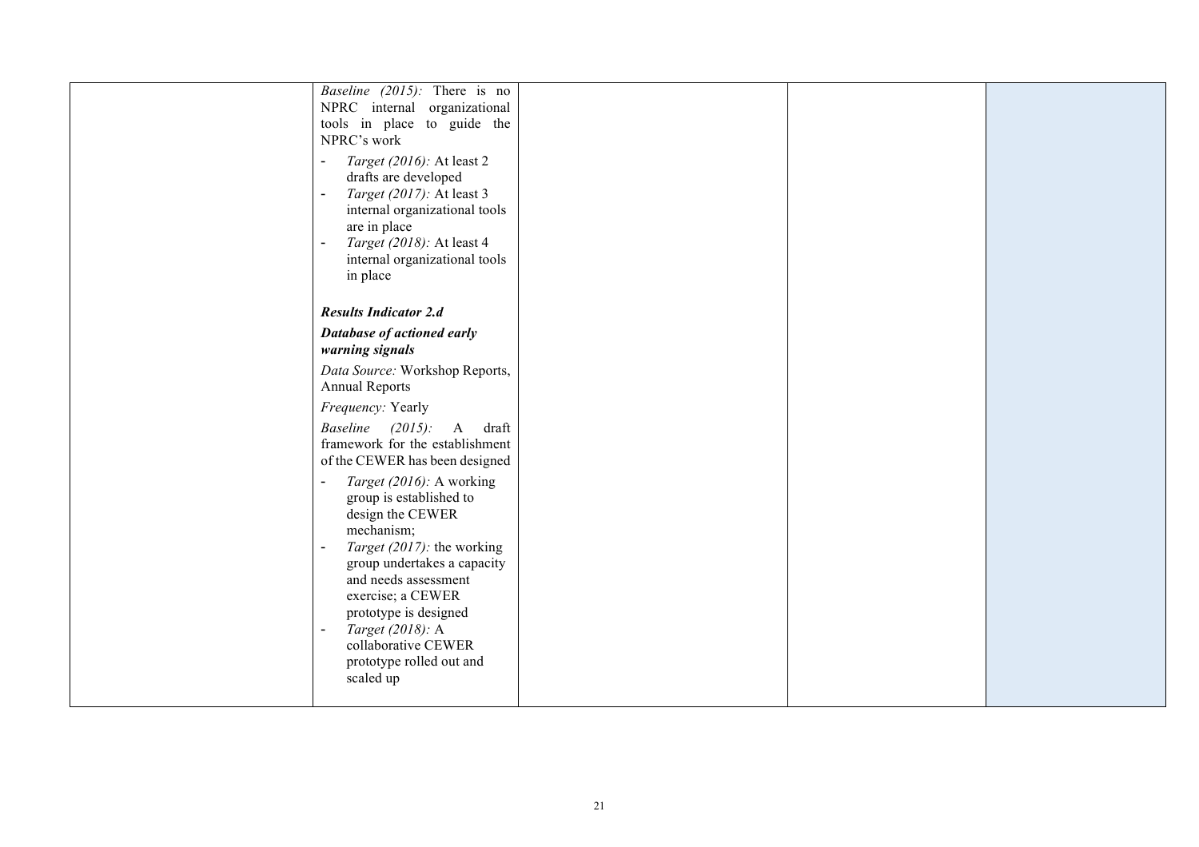|  |  |  |  |  |
|---|---|---|---|---|
|  | *Baseline (2015):* There is no NPRC internal organizational tools in place to guide the NPRC's work<br><br>- *Target (2016):* At least 2 drafts are developed<br>- *Target (2017):* At least 3 internal organizational tools are in place<br>- *Target (2018):* At least 4 internal organizational tools in place<br><br>***Results Indicator 2.d***<br><br>***Database of actioned early warning signals***<br><br>*Data Source:* Workshop Reports, Annual Reports<br><br>*Frequency:* Yearly<br><br>*Baseline (2015):* A draft framework for the establishment of the CEWER has been designed<br><br>- *Target (2016):* A working group is established to design the CEWER mechanism;<br>- *Target (2017):* the working group undertakes a capacity and needs assessment exercise; a CEWER prototype is designed<br>- *Target (2018):* A collaborative CEWER prototype rolled out and scaled up |  |  |  |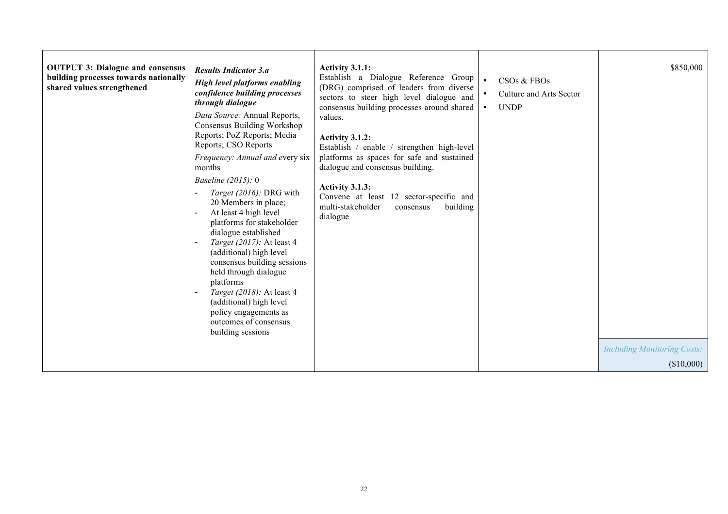| **OUTPUT 3: Dialogue and consensus building processes towards nationally shared values strengthened** | ***Results Indicator 3.a*** <br> ***High level platforms enabling confidence building processes through dialogue*** <br> *Data Source:* Annual Reports, Consensus Building Workshop Reports; PoZ Reports; Media Reports; CSO Reports <br> *Frequency: Annual and e*very six months <br> *Baseline (2015):* 0 <br> - *Target (2016):* DRG with 20 Members in place; <br> - At least 4 high level platforms for stakeholder dialogue established <br> - *Target (2017):* At least 4 (additional) high level consensus building sessions held through dialogue platforms <br> - *Target (2018):* At least 4 (additional) high level policy engagements as outcomes of consensus building sessions | **Activity 3.1.1:** <br> Establish a Dialogue Reference Group (DRG) comprised of leaders from diverse sectors to steer high level dialogue and consensus building processes around shared values. <br><br> **Activity 3.1.2:** <br> Establish / enable / strengthen high-level platforms as spaces for safe and sustained dialogue and consensus building. <br><br> **Activity 3.1.3:** <br> Convene at least 12 sector-specific and multi-stakeholder consensus building dialogue | • CSOs & FBOs <br> • Culture and Arts Sector <br> • UNDP | $850,000 <br><br> *Including Monitoring Costs:* <br> ($10,000) |
|---|---|---|---|---|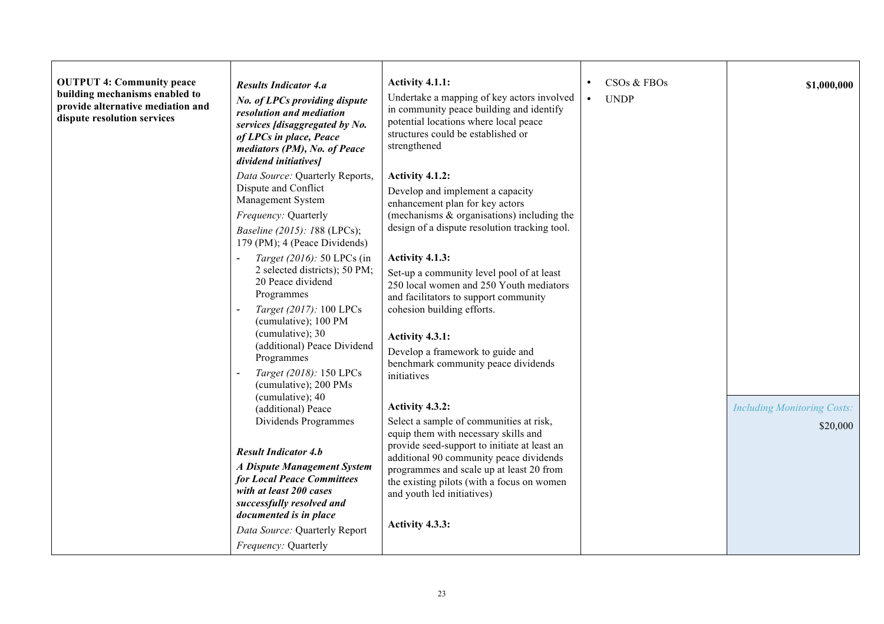| | | | | |
|---|---|---|---|---|
| **OUTPUT 4: Community peace building mechanisms enabled to provide alternative mediation and dispute resolution services** | ***Results Indicator 4.a*** <br> ***No. of LPCs providing dispute resolution and mediation services [disaggregated by No. of LPCs in place, Peace mediators (PM), No. of Peace dividend initiatives]*** <br> *Data Source:* Quarterly Reports, Dispute and Conflict Management System <br> *Frequency:* Quarterly <br> *Baseline (2015): 1*88 (LPCs); 179 (PM); 4 (Peace Dividends) <br> - *Target (2016):* 50 LPCs (in 2 selected districts); 50 PM; 20 Peace dividend Programmes <br> - *Target (2017):* 100 LPCs (cumulative); 100 PM (cumulative); 30 (additional) Peace Dividend Programmes <br> - *Target (2018):* 150 LPCs (cumulative); 200 PMs (cumulative); 40 (additional) Peace Dividends Programmes <br><br> ***Result Indicator 4.b*** <br> ***A Dispute Management System for Local Peace Committees with at least 200 cases successfully resolved and documented is in place*** <br> *Data Source:* Quarterly Report <br> *Frequency:* Quarterly | **Activity 4.1.1:** <br> Undertake a mapping of key actors involved in community peace building and identify potential locations where local peace structures could be established or strengthened <br><br> **Activity 4.1.2:** <br> Develop and implement a capacity enhancement plan for key actors (mechanisms & organisations) including the design of a dispute resolution tracking tool. <br><br> **Activity 4.1.3:** <br> Set-up a community level pool of at least 250 local women and 250 Youth mediators and facilitators to support community cohesion building efforts. <br><br> **Activity 4.3.1:** <br> Develop a framework to guide and benchmark community peace dividends initiatives <br><br> **Activity 4.3.2:** <br> Select a sample of communities at risk, equip them with necessary skills and provide seed-support to initiate at least an additional 90 community peace dividends programmes and scale up at least 20 from the existing pilots (with a focus on women and youth led initiatives) <br><br> **Activity 4.3.3:** | • CSOs & FBOs <br> • UNDP | **$1,000,000** <br><br> *Including Monitoring Costs:* <br> $20,000 |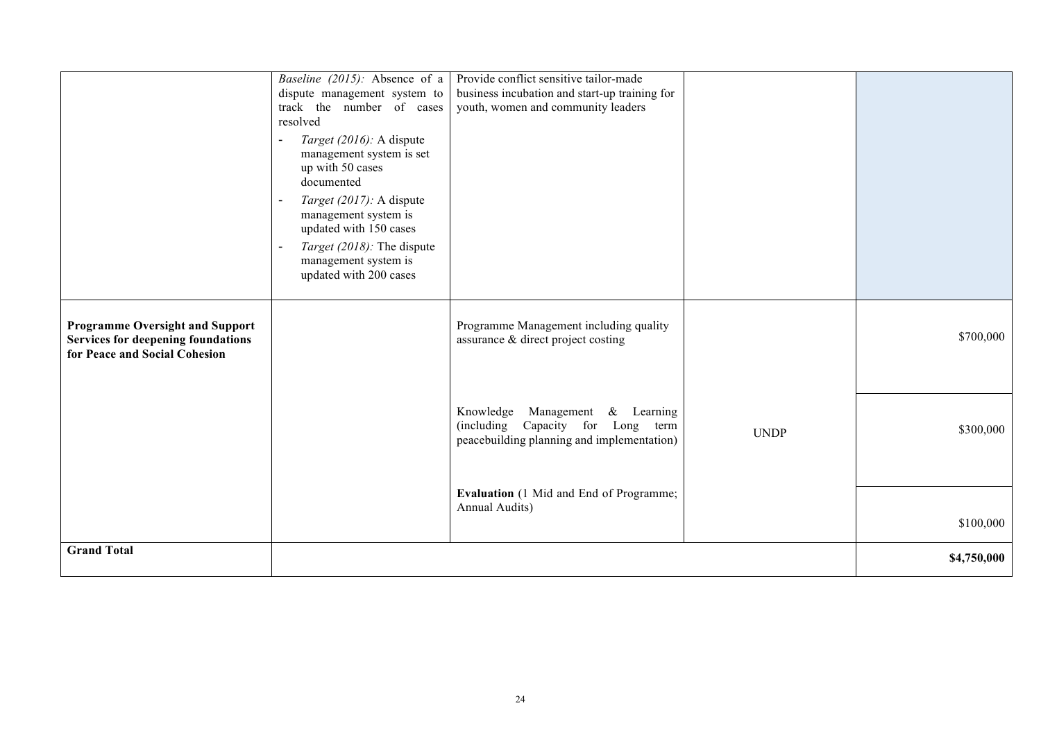| | | | | |
|---|---|---|---|---|
| | *Baseline (2015):* Absence of a dispute management system to track the number of cases resolved<br>- *Target (2016):* A dispute management system is set up with 50 cases documented<br>- *Target (2017):* A dispute management system is updated with 150 cases<br>- *Target (2018):* The dispute management system is updated with 200 cases | Provide conflict sensitive tailor-made business incubation and start-up training for youth, women and community leaders | | |
| **Programme Oversight and Support Services for deepening foundations for Peace and Social Cohesion** | | Programme Management including quality assurance & direct project costing | UNDP | $700,000 |
| | | Knowledge Management & Learning (including Capacity for Long term peacebuilding planning and implementation) | | $300,000 |
| | | **Evaluation** (1 Mid and End of Programme; Annual Audits) | | $100,000 |
| **Grand Total** | | | | **$4,750,000** |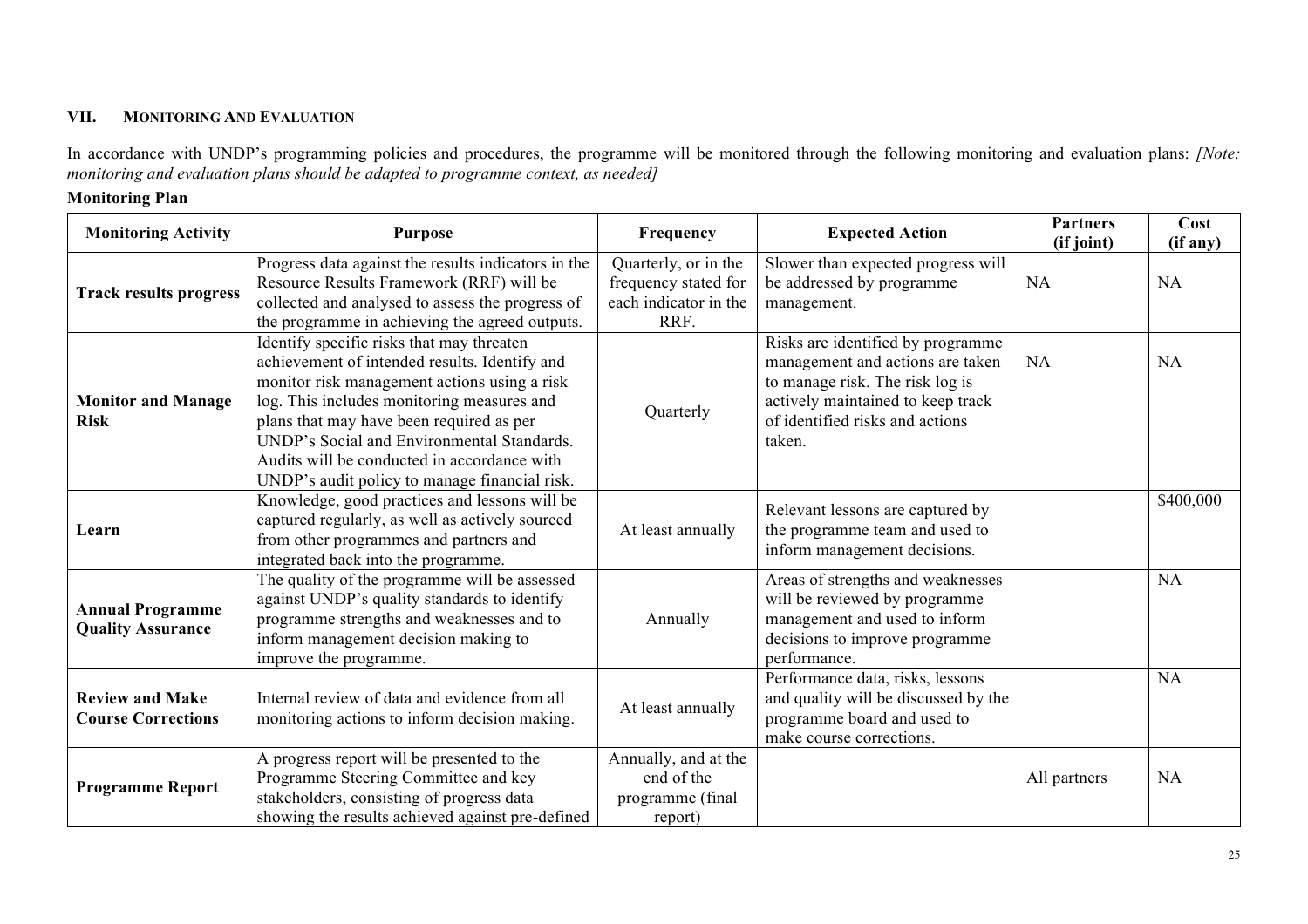## VII. MONITORING AND EVALUATION

In accordance with UNDP's programming policies and procedures, the programme will be monitored through the following monitoring and evaluation plans: *[Note: monitoring and evaluation plans should be adapted to programme context, as needed]*

**Monitoring Plan**

| Monitoring Activity | Purpose | Frequency | Expected Action | Partners (if joint) | Cost (if any) |
|---|---|---|---|---|---|
| **Track results progress** | Progress data against the results indicators in the Resource Results Framework (RRF) will be collected and analysed to assess the progress of the programme in achieving the agreed outputs. | Quarterly, or in the frequency stated for each indicator in the RRF. | Slower than expected progress will be addressed by programme management. | NA | NA |
| **Monitor and Manage Risk** | Identify specific risks that may threaten achievement of intended results. Identify and monitor risk management actions using a risk log. This includes monitoring measures and plans that may have been required as per UNDP's Social and Environmental Standards. Audits will be conducted in accordance with UNDP's audit policy to manage financial risk. | Quarterly | Risks are identified by programme management and actions are taken to manage risk. The risk log is actively maintained to keep track of identified risks and actions taken. | NA | NA |
| **Learn** | Knowledge, good practices and lessons will be captured regularly, as well as actively sourced from other programmes and partners and integrated back into the programme. | At least annually | Relevant lessons are captured by the programme team and used to inform management decisions. | | \$400,000 |
| **Annual Programme Quality Assurance** | The quality of the programme will be assessed against UNDP's quality standards to identify programme strengths and weaknesses and to inform management decision making to improve the programme. | Annually | Areas of strengths and weaknesses will be reviewed by programme management and used to inform decisions to improve programme performance. | | NA |
| **Review and Make Course Corrections** | Internal review of data and evidence from all monitoring actions to inform decision making. | At least annually | Performance data, risks, lessons and quality will be discussed by the programme board and used to make course corrections. | | NA |
| **Programme Report** | A progress report will be presented to the Programme Steering Committee and key stakeholders, consisting of progress data showing the results achieved against pre-defined | Annually, and at the end of the programme (final report) | | All partners | NA |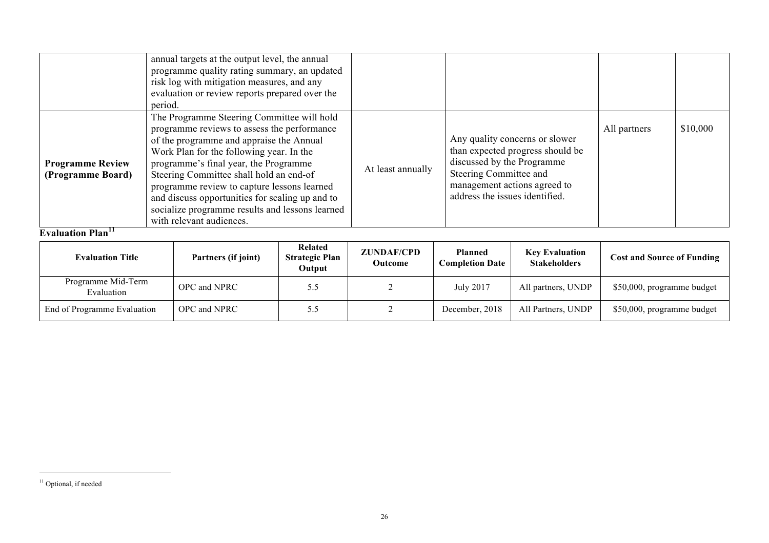|  |  |  |  |  |  |
|---|---|---|---|---|---|
|  | annual targets at the output level, the annual programme quality rating summary, an updated risk log with mitigation measures, and any evaluation or review reports prepared over the period. |  |  |  |  |
| **Programme Review (Programme Board)** | The Programme Steering Committee will hold programme reviews to assess the performance of the programme and appraise the Annual Work Plan for the following year. In the programme's final year, the Programme Steering Committee shall hold an end-of programme review to capture lessons learned and discuss opportunities for scaling up and to socialize programme results and lessons learned with relevant audiences. | At least annually | Any quality concerns or slower than expected progress should be discussed by the Programme Steering Committee and management actions agreed to address the issues identified. | All partners | \$10,000 |

**Evaluation Plan**[11]

| Evaluation Title | Partners (if joint) | Related Strategic Plan Output | ZUNDAF/CPD Outcome | Planned Completion Date | Key Evaluation Stakeholders | Cost and Source of Funding |
|---|---|---|---|---|---|---|
| Programme Mid-Term Evaluation | OPC and NPRC | 5.5 | 2 | July 2017 | All partners, UNDP | \$50,000, programme budget |
| End of Programme Evaluation | OPC and NPRC | 5.5 | 2 | December, 2018 | All Partners, UNDP | \$50,000, programme budget |

[11] Optional, if needed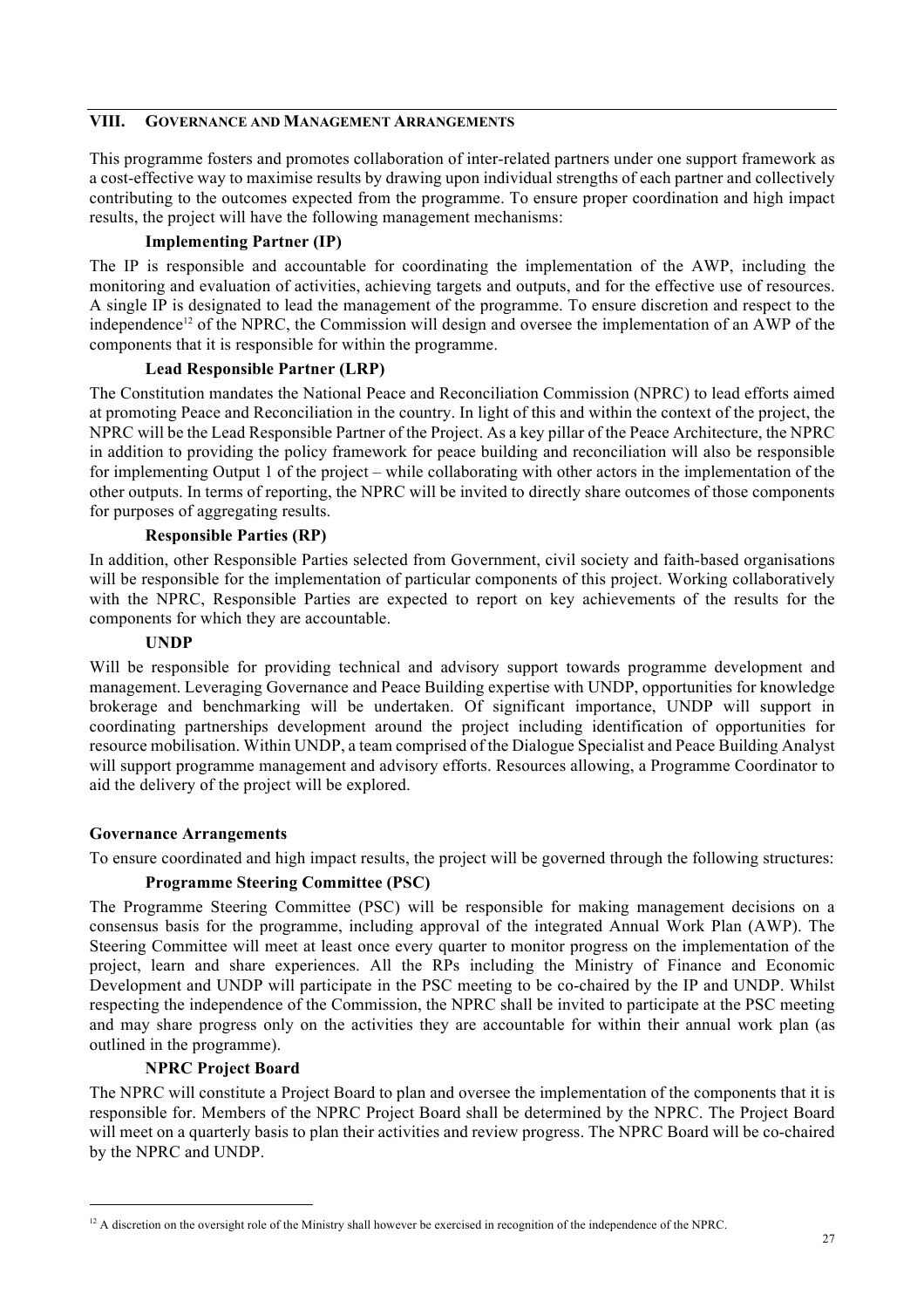## VIII. Governance and Management Arrangements

This programme fosters and promotes collaboration of inter-related partners under one support framework as a cost-effective way to maximise results by drawing upon individual strengths of each partner and collectively contributing to the outcomes expected from the programme. To ensure proper coordination and high impact results, the project will have the following management mechanisms:

**Implementing Partner (IP)**

The IP is responsible and accountable for coordinating the implementation of the AWP, including the monitoring and evaluation of activities, achieving targets and outputs, and for the effective use of resources. A single IP is designated to lead the management of the programme. To ensure discretion and respect to the independence[12] of the NPRC, the Commission will design and oversee the implementation of an AWP of the components that it is responsible for within the programme.

**Lead Responsible Partner (LRP)**

The Constitution mandates the National Peace and Reconciliation Commission (NPRC) to lead efforts aimed at promoting Peace and Reconciliation in the country. In light of this and within the context of the project, the NPRC will be the Lead Responsible Partner of the Project. As a key pillar of the Peace Architecture, the NPRC in addition to providing the policy framework for peace building and reconciliation will also be responsible for implementing Output 1 of the project – while collaborating with other actors in the implementation of the other outputs. In terms of reporting, the NPRC will be invited to directly share outcomes of those components for purposes of aggregating results.

**Responsible Parties (RP)**

In addition, other Responsible Parties selected from Government, civil society and faith-based organisations will be responsible for the implementation of particular components of this project. Working collaboratively with the NPRC, Responsible Parties are expected to report on key achievements of the results for the components for which they are accountable.

**UNDP**

Will be responsible for providing technical and advisory support towards programme development and management. Leveraging Governance and Peace Building expertise with UNDP, opportunities for knowledge brokerage and benchmarking will be undertaken. Of significant importance, UNDP will support in coordinating partnerships development around the project including identification of opportunities for resource mobilisation. Within UNDP, a team comprised of the Dialogue Specialist and Peace Building Analyst will support programme management and advisory efforts. Resources allowing, a Programme Coordinator to aid the delivery of the project will be explored.

### Governance Arrangements

To ensure coordinated and high impact results, the project will be governed through the following structures:

**Programme Steering Committee (PSC)**

The Programme Steering Committee (PSC) will be responsible for making management decisions on a consensus basis for the programme, including approval of the integrated Annual Work Plan (AWP). The Steering Committee will meet at least once every quarter to monitor progress on the implementation of the project, learn and share experiences. All the RPs including the Ministry of Finance and Economic Development and UNDP will participate in the PSC meeting to be co-chaired by the IP and UNDP. Whilst respecting the independence of the Commission, the NPRC shall be invited to participate at the PSC meeting and may share progress only on the activities they are accountable for within their annual work plan (as outlined in the programme).

**NPRC Project Board**

The NPRC will constitute a Project Board to plan and oversee the implementation of the components that it is responsible for. Members of the NPRC Project Board shall be determined by the NPRC. The Project Board will meet on a quarterly basis to plan their activities and review progress. The NPRC Board will be co-chaired by the NPRC and UNDP.

---

[12] A discretion on the oversight role of the Ministry shall however be exercised in recognition of the independence of the NPRC.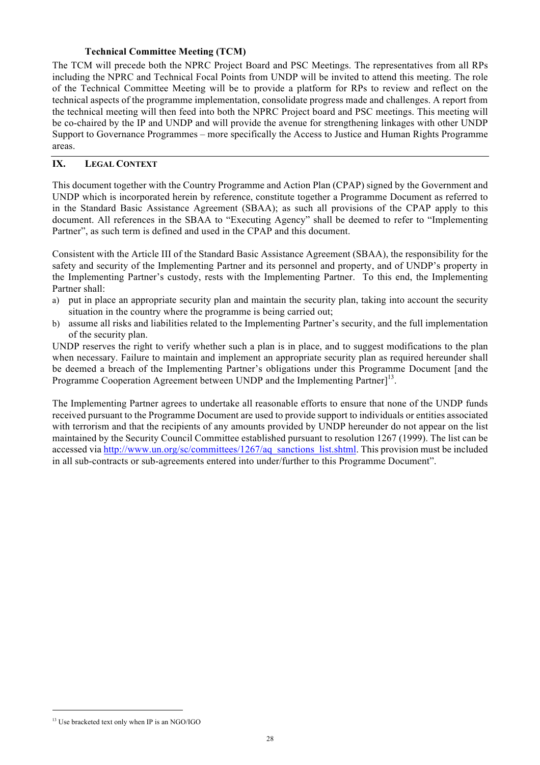**Technical Committee Meeting (TCM)**

The TCM will precede both the NPRC Project Board and PSC Meetings. The representatives from all RPs including the NPRC and Technical Focal Points from UNDP will be invited to attend this meeting. The role of the Technical Committee Meeting will be to provide a platform for RPs to review and reflect on the technical aspects of the programme implementation, consolidate progress made and challenges. A report from the technical meeting will then feed into both the NPRC Project board and PSC meetings. This meeting will be co-chaired by the IP and UNDP and will provide the avenue for strengthening linkages with other UNDP Support to Governance Programmes – more specifically the Access to Justice and Human Rights Programme areas.

## IX. LEGAL CONTEXT

This document together with the Country Programme and Action Plan (CPAP) signed by the Government and UNDP which is incorporated herein by reference, constitute together a Programme Document as referred to in the Standard Basic Assistance Agreement (SBAA); as such all provisions of the CPAP apply to this document. All references in the SBAA to "Executing Agency" shall be deemed to refer to "Implementing Partner", as such term is defined and used in the CPAP and this document.

Consistent with the Article III of the Standard Basic Assistance Agreement (SBAA), the responsibility for the safety and security of the Implementing Partner and its personnel and property, and of UNDP's property in the Implementing Partner's custody, rests with the Implementing Partner. To this end, the Implementing Partner shall:

a) put in place an appropriate security plan and maintain the security plan, taking into account the security situation in the country where the programme is being carried out;
b) assume all risks and liabilities related to the Implementing Partner's security, and the full implementation of the security plan.

UNDP reserves the right to verify whether such a plan is in place, and to suggest modifications to the plan when necessary. Failure to maintain and implement an appropriate security plan as required hereunder shall be deemed a breach of the Implementing Partner's obligations under this Programme Document [and the Programme Cooperation Agreement between UNDP and the Implementing Partner][13].

The Implementing Partner agrees to undertake all reasonable efforts to ensure that none of the UNDP funds received pursuant to the Programme Document are used to provide support to individuals or entities associated with terrorism and that the recipients of any amounts provided by UNDP hereunder do not appear on the list maintained by the Security Council Committee established pursuant to resolution 1267 (1999). The list can be accessed via http://www.un.org/sc/committees/1267/aq_sanctions_list.shtml. This provision must be included in all sub-contracts or sub-agreements entered into under/further to this Programme Document".

[13] Use bracketed text only when IP is an NGO/IGO